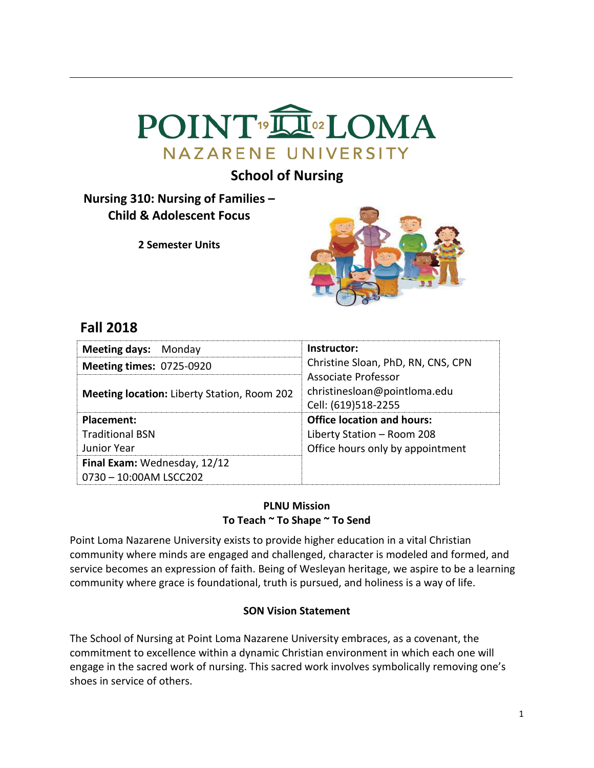# POINT LOMA NAZARENE UNIVERSITY

## School of Nursing

### Nursing 310: Nursing of Families – Child & Adolescent Focus

**2 Semester Units**

## Fall 2018

| | |
|---|---|
| **Meeting days:** Monday | **Instructor:** Christine Sloan, PhD, RN, CNS, CPN Associate Professor christinesloan@pointloma.edu Cell: (619)518-2255 |
| **Meeting times:** 0725-0920 | |
| **Meeting location:** Liberty Station, Room 202 | |
| **Placement:** Traditional BSN Junior Year | **Office location and hours:** Liberty Station – Room 208 Office hours only by appointment |
| **Final Exam:** Wednesday, 12/12 0730 – 10:00AM LSCC202 | |

**PLNU Mission**
**To Teach ~ To Shape ~ To Send**

Point Loma Nazarene University exists to provide higher education in a vital Christian community where minds are engaged and challenged, character is modeled and formed, and service becomes an expression of faith. Being of Wesleyan heritage, we aspire to be a learning community where grace is foundational, truth is pursued, and holiness is a way of life.

**SON Vision Statement**

The School of Nursing at Point Loma Nazarene University embraces, as a covenant, the commitment to excellence within a dynamic Christian environment in which each one will engage in the sacred work of nursing. This sacred work involves symbolically removing one's shoes in service of others.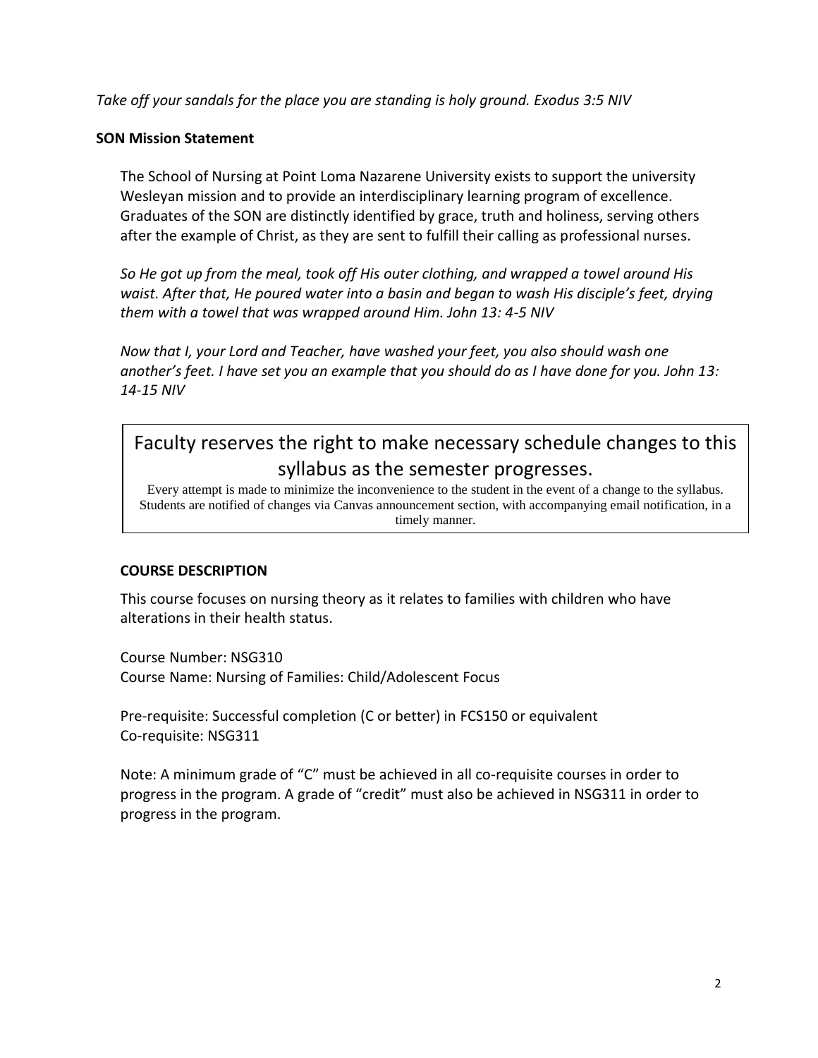*Take off your sandals for the place you are standing is holy ground. Exodus 3:5 NIV*

**SON Mission Statement**

The School of Nursing at Point Loma Nazarene University exists to support the university Wesleyan mission and to provide an interdisciplinary learning program of excellence. Graduates of the SON are distinctly identified by grace, truth and holiness, serving others after the example of Christ, as they are sent to fulfill their calling as professional nurses.

*So He got up from the meal, took off His outer clothing, and wrapped a towel around His waist. After that, He poured water into a basin and began to wash His disciple's feet, drying them with a towel that was wrapped around Him. John 13: 4-5 NIV*

*Now that I, your Lord and Teacher, have washed your feet, you also should wash one another's feet. I have set you an example that you should do as I have done for you. John 13: 14-15 NIV*

Faculty reserves the right to make necessary schedule changes to this syllabus as the semester progresses.

Every attempt is made to minimize the inconvenience to the student in the event of a change to the syllabus. Students are notified of changes via Canvas announcement section, with accompanying email notification, in a timely manner.

**COURSE DESCRIPTION**

This course focuses on nursing theory as it relates to families with children who have alterations in their health status.

Course Number: NSG310
Course Name: Nursing of Families: Child/Adolescent Focus

Pre-requisite: Successful completion (C or better) in FCS150 or equivalent
Co-requisite: NSG311

Note: A minimum grade of "C" must be achieved in all co-requisite courses in order to progress in the program. A grade of "credit" must also be achieved in NSG311 in order to progress in the program.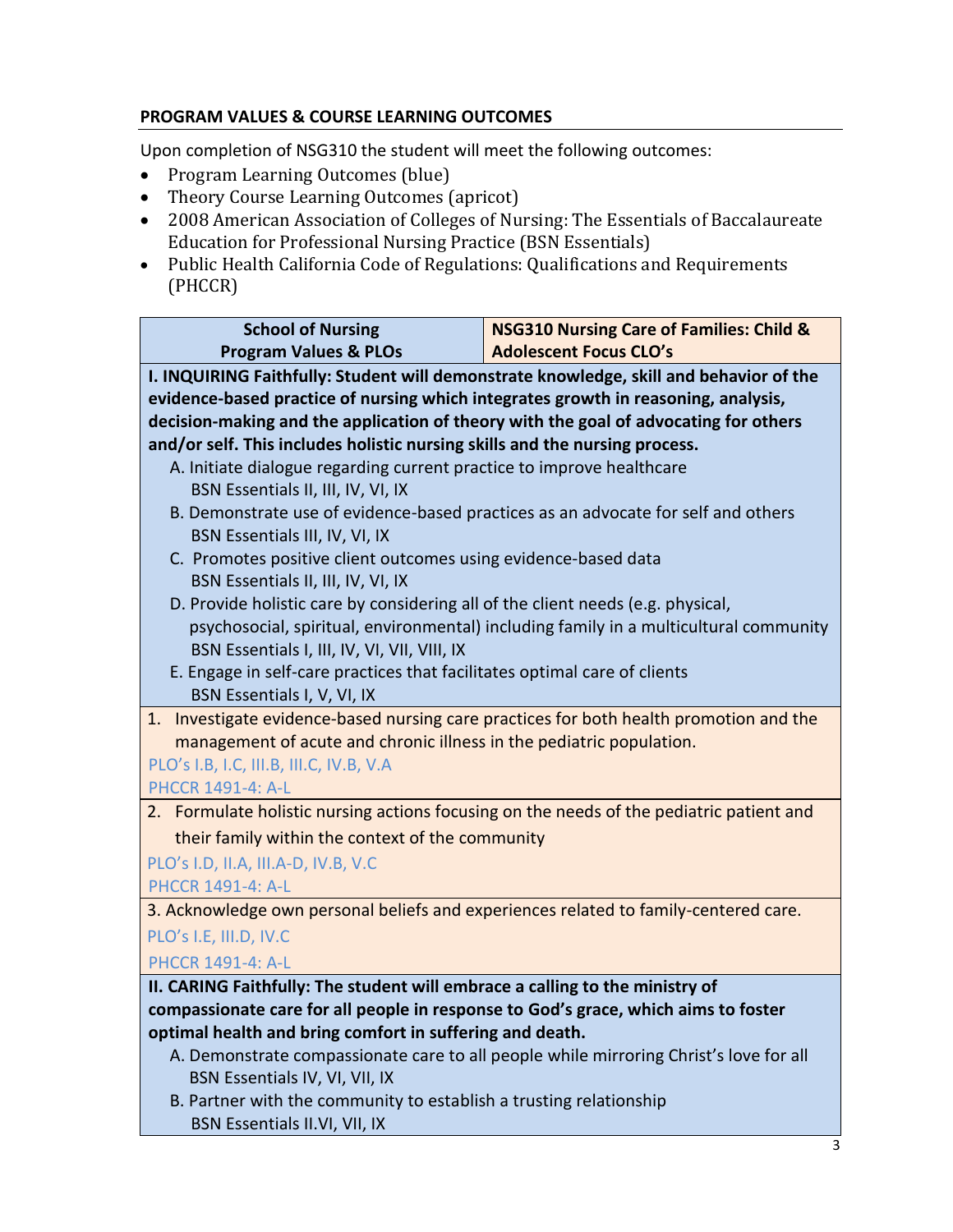## PROGRAM VALUES & COURSE LEARNING OUTCOMES

Upon completion of NSG310 the student will meet the following outcomes:

- Program Learning Outcomes (blue)
- Theory Course Learning Outcomes (apricot)
- 2008 American Association of Colleges of Nursing: The Essentials of Baccalaureate Education for Professional Nursing Practice (BSN Essentials)
- Public Health California Code of Regulations: Qualifications and Requirements (PHCCR)

| School of Nursing Program Values & PLOs | NSG310 Nursing Care of Families: Child & Adolescent Focus CLO's |
|---|---|
| **I. INQUIRING Faithfully: Student will demonstrate knowledge, skill and behavior of the evidence-based practice of nursing which integrates growth in reasoning, analysis, decision-making and the application of theory with the goal of advocating for others and/or self. This includes holistic nursing skills and the nursing process.**<br>A. Initiate dialogue regarding current practice to improve healthcare<br>BSN Essentials II, III, IV, VI, IX<br>B. Demonstrate use of evidence-based practices as an advocate for self and others<br>BSN Essentials III, IV, VI, IX<br>C. Promotes positive client outcomes using evidence-based data<br>BSN Essentials II, III, IV, VI, IX<br>D. Provide holistic care by considering all of the client needs (e.g. physical, psychosocial, spiritual, environmental) including family in a multicultural community<br>BSN Essentials I, III, IV, VI, VII, VIII, IX<br>E. Engage in self-care practices that facilitates optimal care of clients<br>BSN Essentials I, V, VI, IX | |
| | 1. Investigate evidence-based nursing care practices for both health promotion and the management of acute and chronic illness in the pediatric population.<br>PLO's I.B, I.C, III.B, III.C, IV.B, V.A<br>PHCCR 1491-4: A-L |
| | 2. Formulate holistic nursing actions focusing on the needs of the pediatric patient and their family within the context of the community<br>PLO's I.D, II.A, III.A-D, IV.B, V.C<br>PHCCR 1491-4: A-L |
| | 3. Acknowledge own personal beliefs and experiences related to family-centered care.<br>PLO's I.E, III.D, IV.C<br>PHCCR 1491-4: A-L |
| **II. CARING Faithfully: The student will embrace a calling to the ministry of compassionate care for all people in response to God's grace, which aims to foster optimal health and bring comfort in suffering and death.**<br>A. Demonstrate compassionate care to all people while mirroring Christ's love for all<br>BSN Essentials IV, VI, VII, IX<br>B. Partner with the community to establish a trusting relationship<br>BSN Essentials II.VI, VII, IX | |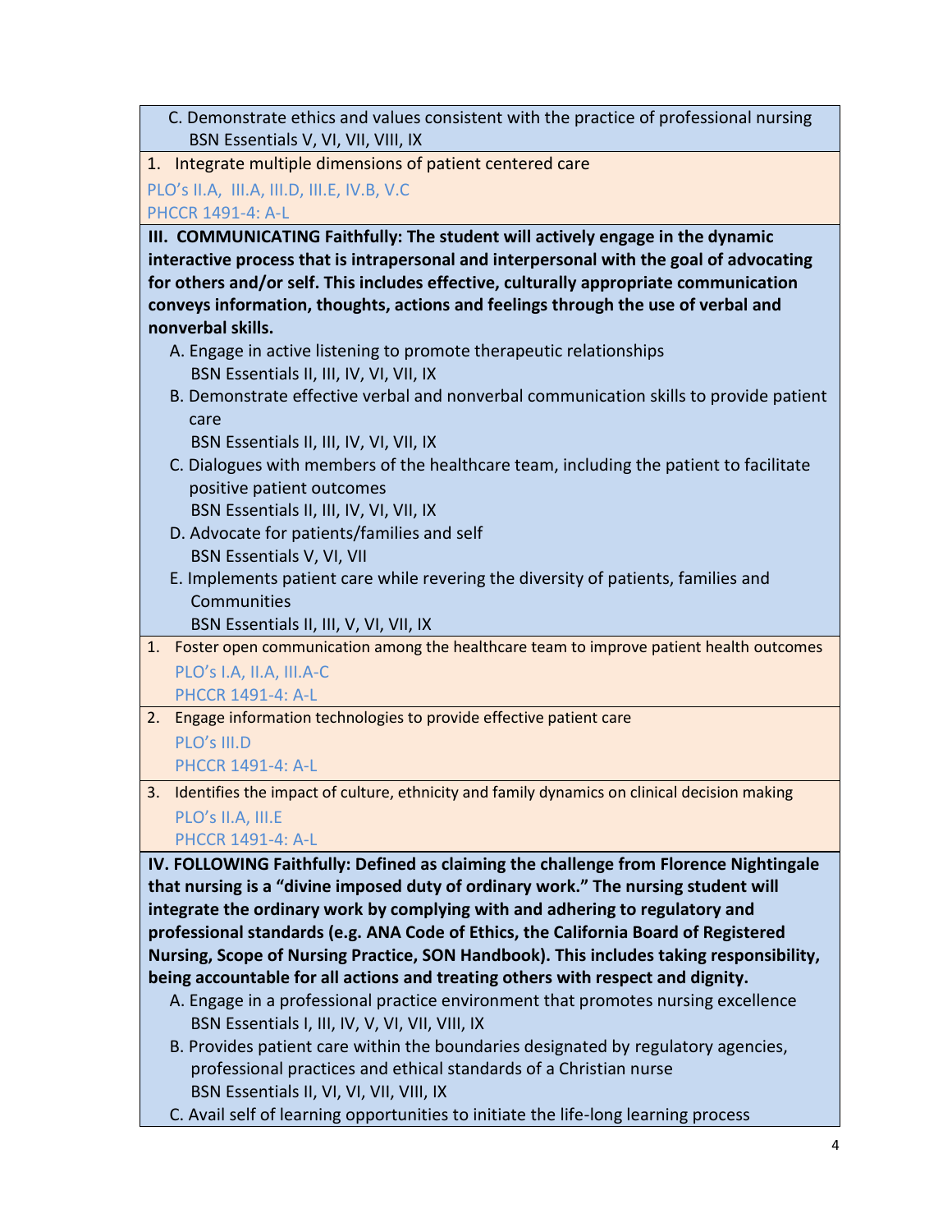C. Demonstrate ethics and values consistent with the practice of professional nursing
BSN Essentials V, VI, VII, VIII, IX

1. Integrate multiple dimensions of patient centered care
   PLO's II.A, III.A, III.D, III.E, IV.B, V.C
   PHCCR 1491-4: A-L

**III. COMMUNICATING Faithfully: The student will actively engage in the dynamic interactive process that is intrapersonal and interpersonal with the goal of advocating for others and/or self. This includes effective, culturally appropriate communication conveys information, thoughts, actions and feelings through the use of verbal and nonverbal skills.**

A. Engage in active listening to promote therapeutic relationships
BSN Essentials II, III, IV, VI, VII, IX

B. Demonstrate effective verbal and nonverbal communication skills to provide patient care
BSN Essentials II, III, IV, VI, VII, IX

C. Dialogues with members of the healthcare team, including the patient to facilitate positive patient outcomes
BSN Essentials II, III, IV, VI, VII, IX

D. Advocate for patients/families and self
BSN Essentials V, VI, VII

E. Implements patient care while revering the diversity of patients, families and Communities
BSN Essentials II, III, V, VI, VII, IX

1. Foster open communication among the healthcare team to improve patient health outcomes
   PLO's I.A, II.A, III.A-C
   PHCCR 1491-4: A-L
2. Engage information technologies to provide effective patient care
   PLO's III.D
   PHCCR 1491-4: A-L
3. Identifies the impact of culture, ethnicity and family dynamics on clinical decision making
   PLO's II.A, III.E
   PHCCR 1491-4: A-L

**IV. FOLLOWING Faithfully: Defined as claiming the challenge from Florence Nightingale that nursing is a "divine imposed duty of ordinary work." The nursing student will integrate the ordinary work by complying with and adhering to regulatory and professional standards (e.g. ANA Code of Ethics, the California Board of Registered Nursing, Scope of Nursing Practice, SON Handbook). This includes taking responsibility, being accountable for all actions and treating others with respect and dignity.**

A. Engage in a professional practice environment that promotes nursing excellence
BSN Essentials I, III, IV, V, VI, VII, VIII, IX

B. Provides patient care within the boundaries designated by regulatory agencies, professional practices and ethical standards of a Christian nurse
BSN Essentials II, VI, VI, VII, VIII, IX

C. Avail self of learning opportunities to initiate the life-long learning process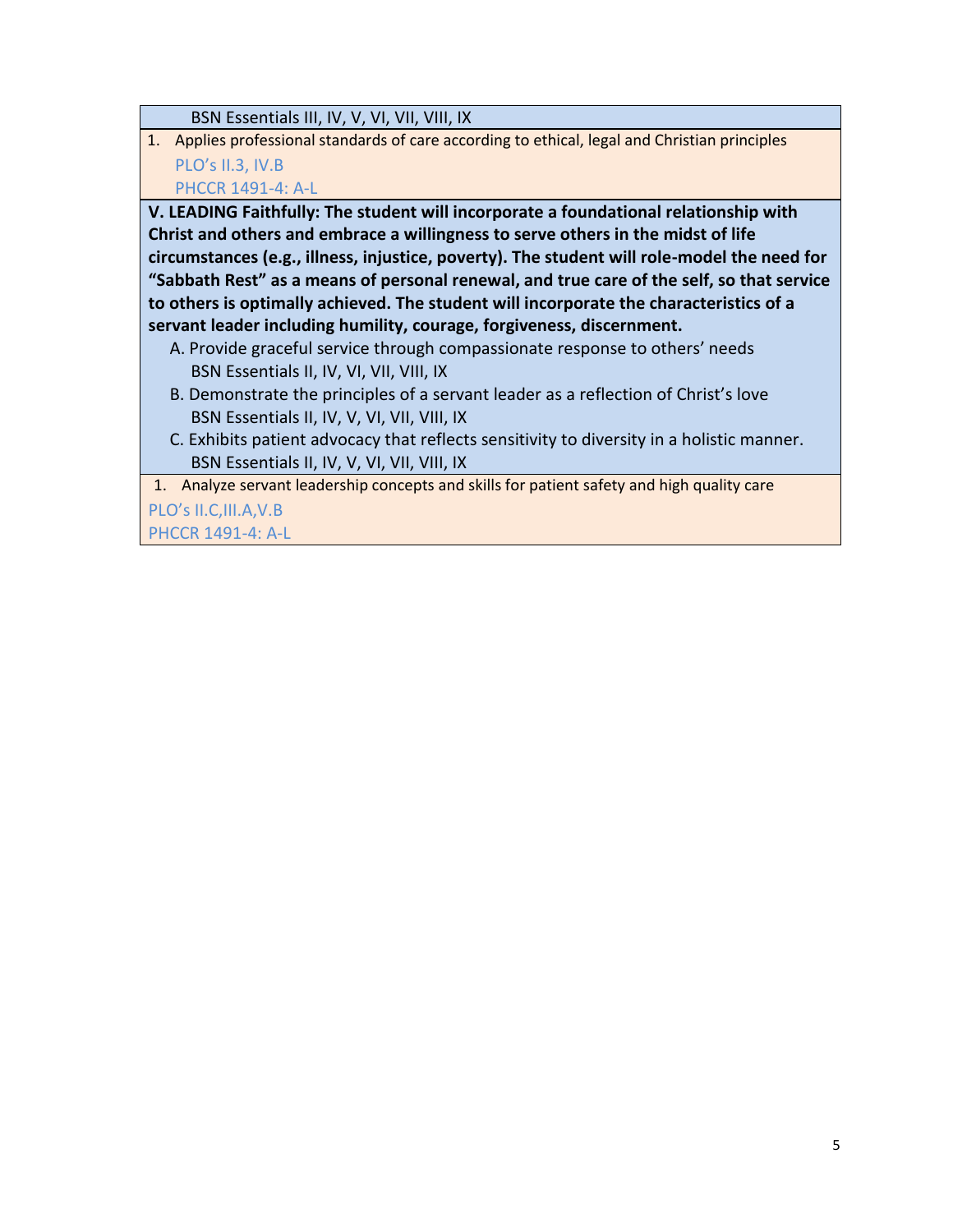BSN Essentials III, IV, V, VI, VII, VIII, IX

1. Applies professional standards of care according to ethical, legal and Christian principles
   PLO's II.3, IV.B
   PHCCR 1491-4: A-L

**V. LEADING Faithfully: The student will incorporate a foundational relationship with Christ and others and embrace a willingness to serve others in the midst of life circumstances (e.g., illness, injustice, poverty). The student will role-model the need for "Sabbath Rest" as a means of personal renewal, and true care of the self, so that service to others is optimally achieved. The student will incorporate the characteristics of a servant leader including humility, courage, forgiveness, discernment.**

A. Provide graceful service through compassionate response to others' needs
   BSN Essentials II, IV, VI, VII, VIII, IX

B. Demonstrate the principles of a servant leader as a reflection of Christ's love
   BSN Essentials II, IV, V, VI, VII, VIII, IX

C. Exhibits patient advocacy that reflects sensitivity to diversity in a holistic manner.
   BSN Essentials II, IV, V, VI, VII, VIII, IX

1. Analyze servant leadership concepts and skills for patient safety and high quality care
   PLO's II.C,III.A,V.B
   PHCCR 1491-4: A-L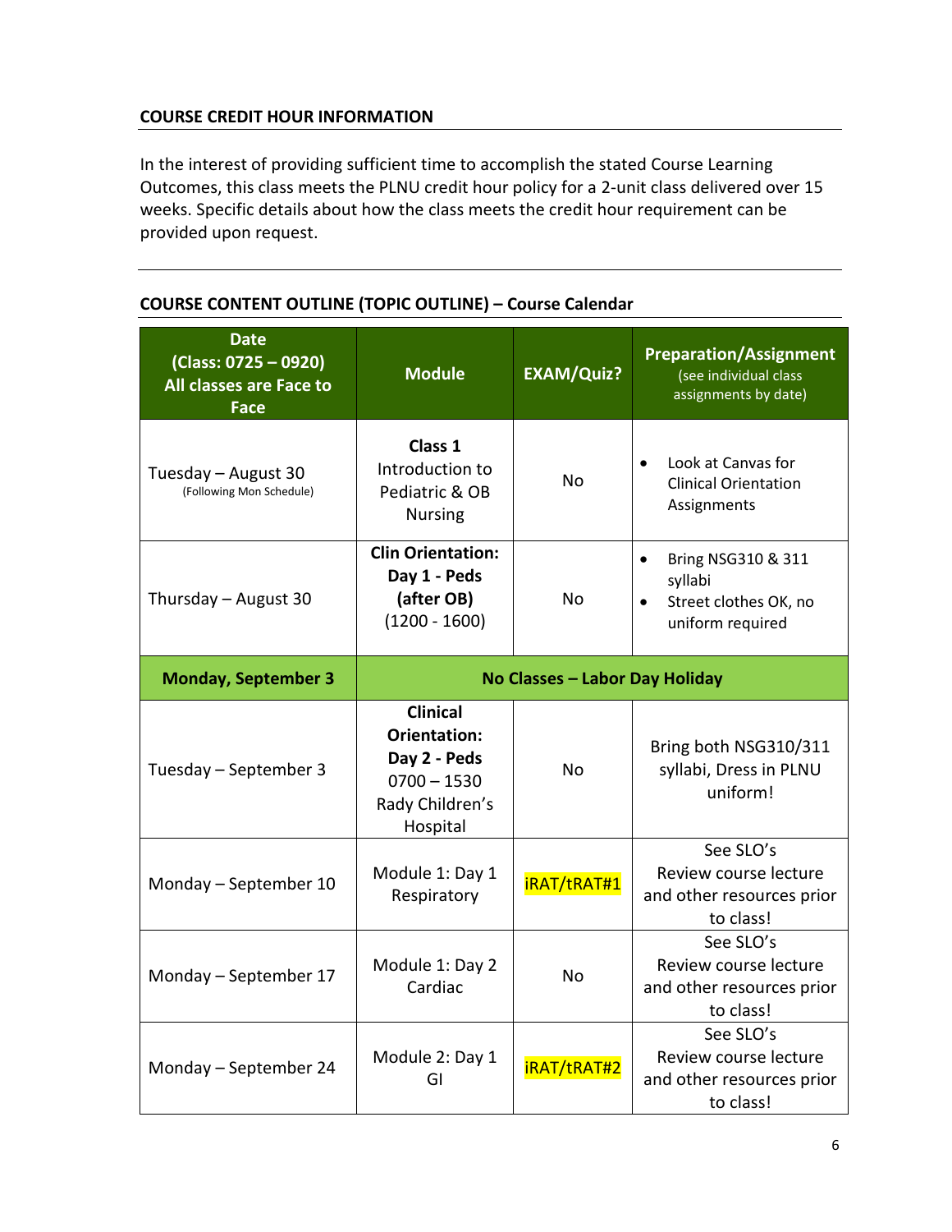## COURSE CREDIT HOUR INFORMATION

In the interest of providing sufficient time to accomplish the stated Course Learning Outcomes, this class meets the PLNU credit hour policy for a 2-unit class delivered over 15 weeks. Specific details about how the class meets the credit hour requirement can be provided upon request.

## COURSE CONTENT OUTLINE (TOPIC OUTLINE) – Course Calendar

| Date (Class: 0725 – 0920) All classes are Face to Face | Module | EXAM/Quiz? | Preparation/Assignment (see individual class assignments by date) |
|---|---|---|---|
| Tuesday – August 30 (Following Mon Schedule) | **Class 1** Introduction to Pediatric & OB Nursing | No | • Look at Canvas for Clinical Orientation Assignments |
| Thursday – August 30 | **Clin Orientation: Day 1 - Peds (after OB)** (1200 - 1600) | No | • Bring NSG310 & 311 syllabi<br>• Street clothes OK, no uniform required |
| **Monday, September 3** | **No Classes – Labor Day Holiday** | | |
| Tuesday – September 3 | **Clinical Orientation: Day 2 - Peds** 0700 – 1530 Rady Children's Hospital | No | Bring both NSG310/311 syllabi, Dress in PLNU uniform! |
| Monday – September 10 | Module 1: Day 1 Respiratory | iRAT/tRAT#1 | See SLO's Review course lecture and other resources prior to class! |
| Monday – September 17 | Module 1: Day 2 Cardiac | No | See SLO's Review course lecture and other resources prior to class! |
| Monday – September 24 | Module 2: Day 1 GI | iRAT/tRAT#2 | See SLO's Review course lecture and other resources prior to class! |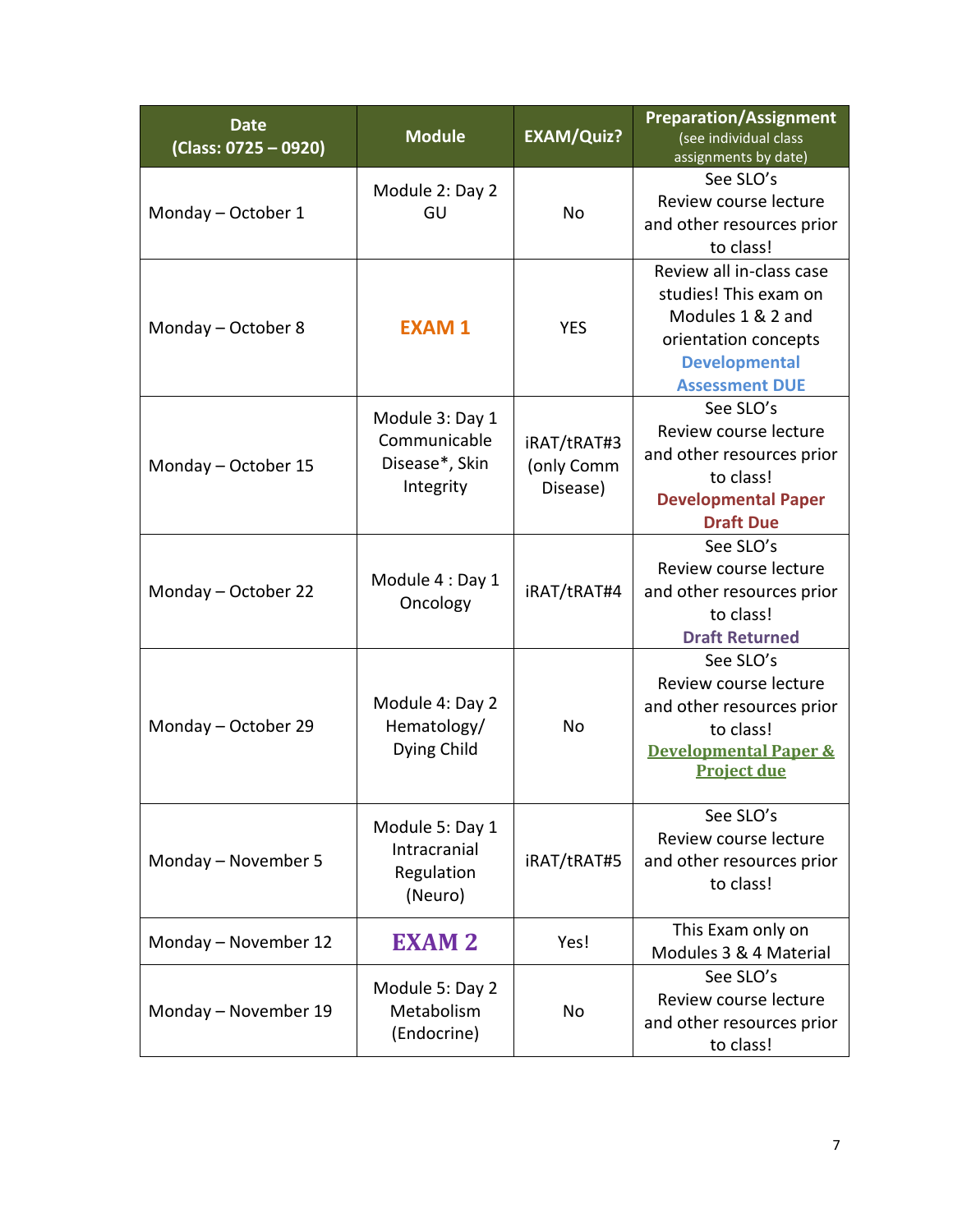| Date (Class: 0725 – 0920) | Module | EXAM/Quiz? | Preparation/Assignment (see individual class assignments by date) |
|---|---|---|---|
| Monday – October 1 | Module 2: Day 2 GU | No | See SLO's Review course lecture and other resources prior to class! |
| Monday – October 8 | **EXAM 1** | YES | Review all in-class case studies! This exam on Modules 1 & 2 and orientation concepts **Developmental Assessment DUE** |
| Monday – October 15 | Module 3: Day 1 Communicable Disease*, Skin Integrity | iRAT/tRAT#3 (only Comm Disease) | See SLO's Review course lecture and other resources prior to class! **Developmental Paper Draft Due** |
| Monday – October 22 | Module 4 : Day 1 Oncology | iRAT/tRAT#4 | See SLO's Review course lecture and other resources prior to class! **Draft Returned** |
| Monday – October 29 | Module 4: Day 2 Hematology/ Dying Child | No | See SLO's Review course lecture and other resources prior to class! **Developmental Paper & Project due** |
| Monday – November 5 | Module 5: Day 1 Intracranial Regulation (Neuro) | iRAT/tRAT#5 | See SLO's Review course lecture and other resources prior to class! |
| Monday – November 12 | **EXAM 2** | Yes! | This Exam only on Modules 3 & 4 Material |
| Monday – November 19 | Module 5: Day 2 Metabolism (Endocrine) | No | See SLO's Review course lecture and other resources prior to class! |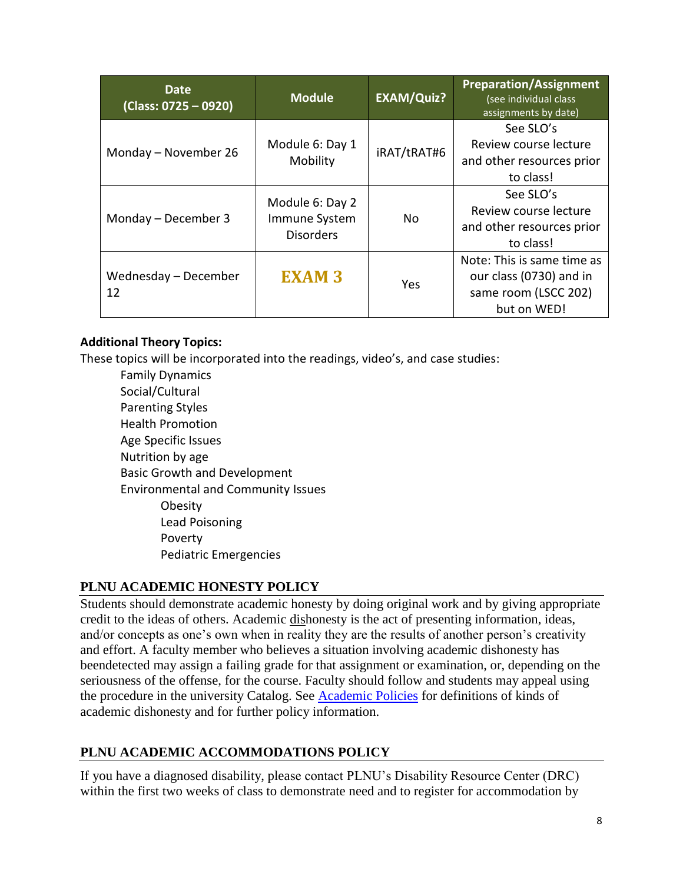| Date (Class: 0725 – 0920) | Module | EXAM/Quiz? | Preparation/Assignment (see individual class assignments by date) |
|---|---|---|---|
| Monday – November 26 | Module 6: Day 1 Mobility | iRAT/tRAT#6 | See SLO's Review course lecture and other resources prior to class! |
| Monday – December 3 | Module 6: Day 2 Immune System Disorders | No | See SLO's Review course lecture and other resources prior to class! |
| Wednesday – December 12 | **EXAM 3** | Yes | Note: This is same time as our class (0730) and in same room (LSCC 202) but on WED! |

**Additional Theory Topics:**

These topics will be incorporated into the readings, video's, and case studies:

- Family Dynamics
- Social/Cultural
- Parenting Styles
- Health Promotion
- Age Specific Issues
- Nutrition by age
- Basic Growth and Development
- Environmental and Community Issues
    - Obesity
    - Lead Poisoning
    - Poverty
    - Pediatric Emergencies

## PLNU ACADEMIC HONESTY POLICY

Students should demonstrate academic honesty by doing original work and by giving appropriate credit to the ideas of others. Academic dishonesty is the act of presenting information, ideas, and/or concepts as one's own when in reality they are the results of another person's creativity and effort. A faculty member who believes a situation involving academic dishonesty has beendetected may assign a failing grade for that assignment or examination, or, depending on the seriousness of the offense, for the course. Faculty should follow and students may appeal using the procedure in the university Catalog. See [Academic Policies] for definitions of kinds of academic dishonesty and for further policy information.

## PLNU ACADEMIC ACCOMMODATIONS POLICY

If you have a diagnosed disability, please contact PLNU's Disability Resource Center (DRC) within the first two weeks of class to demonstrate need and to register for accommodation by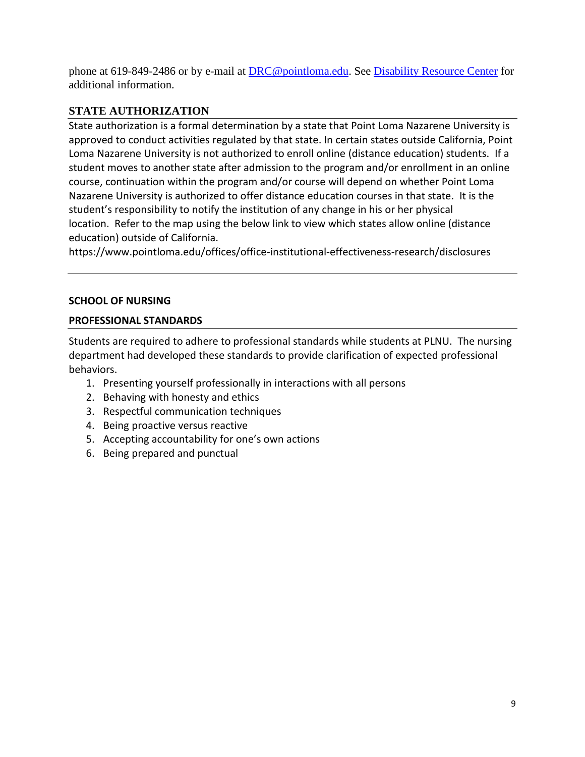phone at 619-849-2486 or by e-mail at [DRC@pointloma.edu](mailto:DRC@pointloma.edu). See [Disability Resource Center]() for additional information.

## STATE AUTHORIZATION

State authorization is a formal determination by a state that Point Loma Nazarene University is approved to conduct activities regulated by that state. In certain states outside California, Point Loma Nazarene University is not authorized to enroll online (distance education) students. If a student moves to another state after admission to the program and/or enrollment in an online course, continuation within the program and/or course will depend on whether Point Loma Nazarene University is authorized to offer distance education courses in that state. It is the student's responsibility to notify the institution of any change in his or her physical location. Refer to the map using the below link to view which states allow online (distance education) outside of California.
https://www.pointloma.edu/offices/office-institutional-effectiveness-research/disclosures

---

**SCHOOL OF NURSING**

## PROFESSIONAL STANDARDS

Students are required to adhere to professional standards while students at PLNU. The nursing department had developed these standards to provide clarification of expected professional behaviors.

1. Presenting yourself professionally in interactions with all persons
2. Behaving with honesty and ethics
3. Respectful communication techniques
4. Being proactive versus reactive
5. Accepting accountability for one's own actions
6. Being prepared and punctual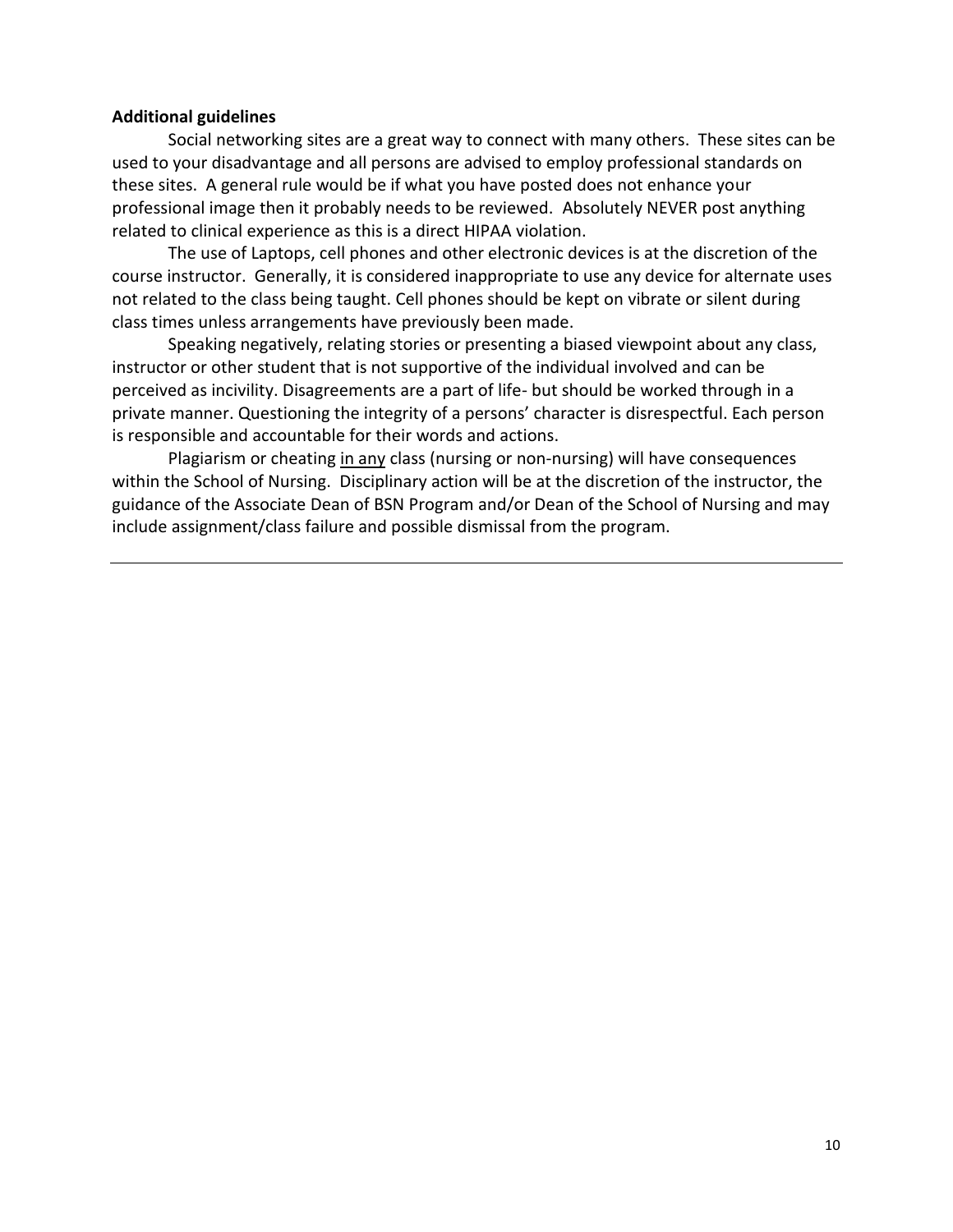**Additional guidelines**

Social networking sites are a great way to connect with many others. These sites can be used to your disadvantage and all persons are advised to employ professional standards on these sites. A general rule would be if what you have posted does not enhance your professional image then it probably needs to be reviewed. Absolutely NEVER post anything related to clinical experience as this is a direct HIPAA violation.

The use of Laptops, cell phones and other electronic devices is at the discretion of the course instructor. Generally, it is considered inappropriate to use any device for alternate uses not related to the class being taught. Cell phones should be kept on vibrate or silent during class times unless arrangements have previously been made.

Speaking negatively, relating stories or presenting a biased viewpoint about any class, instructor or other student that is not supportive of the individual involved and can be perceived as incivility. Disagreements are a part of life- but should be worked through in a private manner. Questioning the integrity of a persons' character is disrespectful. Each person is responsible and accountable for their words and actions.

Plagiarism or cheating <u>in any</u> class (nursing or non-nursing) will have consequences within the School of Nursing. Disciplinary action will be at the discretion of the instructor, the guidance of the Associate Dean of BSN Program and/or Dean of the School of Nursing and may include assignment/class failure and possible dismissal from the program.

---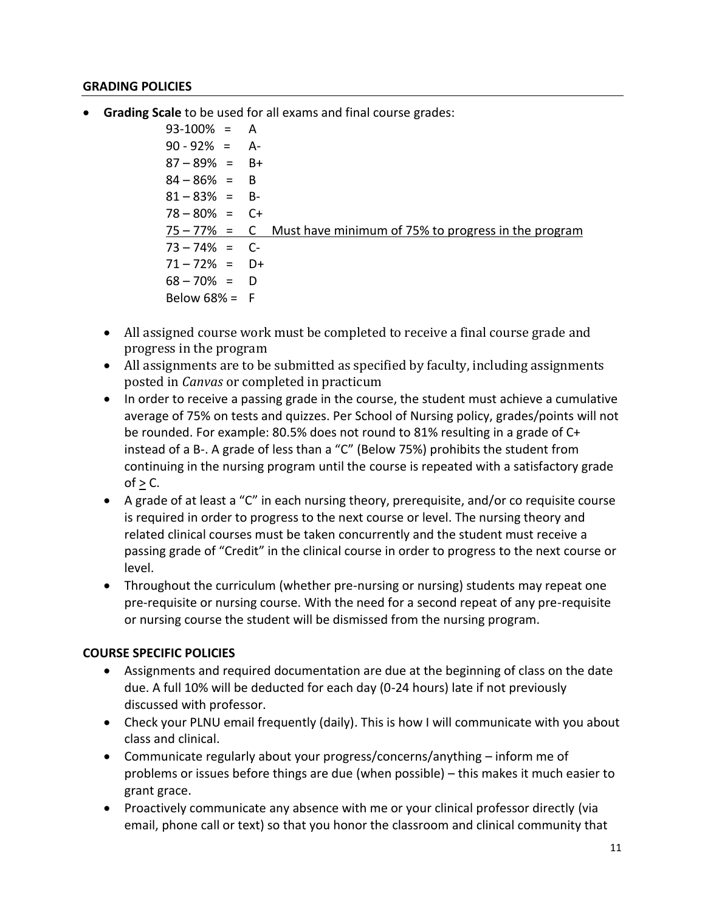## GRADING POLICIES

- **Grading Scale** to be used for all exams and final course grades:

  93-100% = A
  90 - 92% = A-
  87 – 89% = B+
  84 – 86% = B
  81 – 83% = B-
  78 – 80% = C+
  <u>75 – 77% = C Must have minimum of 75% to progress in the program</u>
  73 – 74% = C-
  71 – 72% = D+
  68 – 70% = D
  Below 68% = F

  - All assigned course work must be completed to receive a final course grade and progress in the program
  - All assignments are to be submitted as specified by faculty, including assignments posted in *Canvas* or completed in practicum
  - In order to receive a passing grade in the course, the student must achieve a cumulative average of 75% on tests and quizzes. Per School of Nursing policy, grades/points will not be rounded. For example: 80.5% does not round to 81% resulting in a grade of C+ instead of a B-. A grade of less than a "C" (Below 75%) prohibits the student from continuing in the nursing program until the course is repeated with a satisfactory grade of ≥ C.
  - A grade of at least a "C" in each nursing theory, prerequisite, and/or co requisite course is required in order to progress to the next course or level. The nursing theory and related clinical courses must be taken concurrently and the student must receive a passing grade of "Credit" in the clinical course in order to progress to the next course or level.
  - Throughout the curriculum (whether pre-nursing or nursing) students may repeat one pre-requisite or nursing course. With the need for a second repeat of any pre-requisite or nursing course the student will be dismissed from the nursing program.

## COURSE SPECIFIC POLICIES

- Assignments and required documentation are due at the beginning of class on the date due. A full 10% will be deducted for each day (0-24 hours) late if not previously discussed with professor.
- Check your PLNU email frequently (daily). This is how I will communicate with you about class and clinical.
- Communicate regularly about your progress/concerns/anything – inform me of problems or issues before things are due (when possible) – this makes it much easier to grant grace.
- Proactively communicate any absence with me or your clinical professor directly (via email, phone call or text) so that you honor the classroom and clinical community that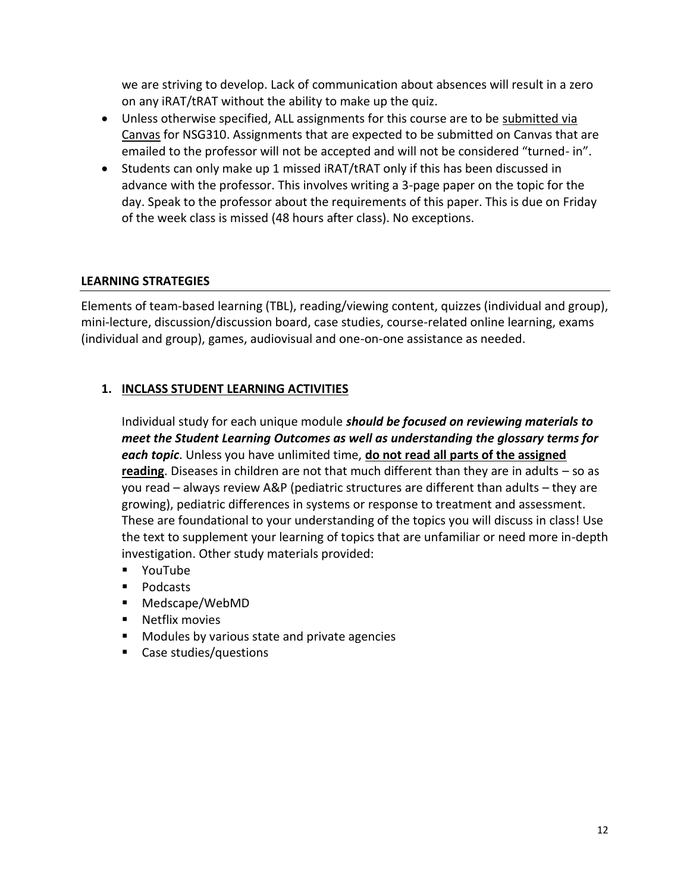we are striving to develop. Lack of communication about absences will result in a zero on any iRAT/tRAT without the ability to make up the quiz.

- Unless otherwise specified, ALL assignments for this course are to be <u>submitted via Canvas</u> for NSG310. Assignments that are expected to be submitted on Canvas that are emailed to the professor will not be accepted and will not be considered "turned- in".
- Students can only make up 1 missed iRAT/tRAT only if this has been discussed in advance with the professor. This involves writing a 3-page paper on the topic for the day. Speak to the professor about the requirements of this paper. This is due on Friday of the week class is missed (48 hours after class). No exceptions.

## LEARNING STRATEGIES

Elements of team-based learning (TBL), reading/viewing content, quizzes (individual and group), mini-lecture, discussion/discussion board, case studies, course-related online learning, exams (individual and group), games, audiovisual and one-on-one assistance as needed.

### 1. INCLASS STUDENT LEARNING ACTIVITIES

Individual study for each unique module ***should be focused on reviewing materials to meet the Student Learning Outcomes as well as understanding the glossary terms for each topic***. Unless you have unlimited time, **<u>do not read all parts of the assigned reading</u>**. Diseases in children are not that much different than they are in adults – so as you read – always review A&P (pediatric structures are different than adults – they are growing), pediatric differences in systems or response to treatment and assessment. These are foundational to your understanding of the topics you will discuss in class! Use the text to supplement your learning of topics that are unfamiliar or need more in-depth investigation. Other study materials provided:

- YouTube
- Podcasts
- Medscape/WebMD
- Netflix movies
- Modules by various state and private agencies
- Case studies/questions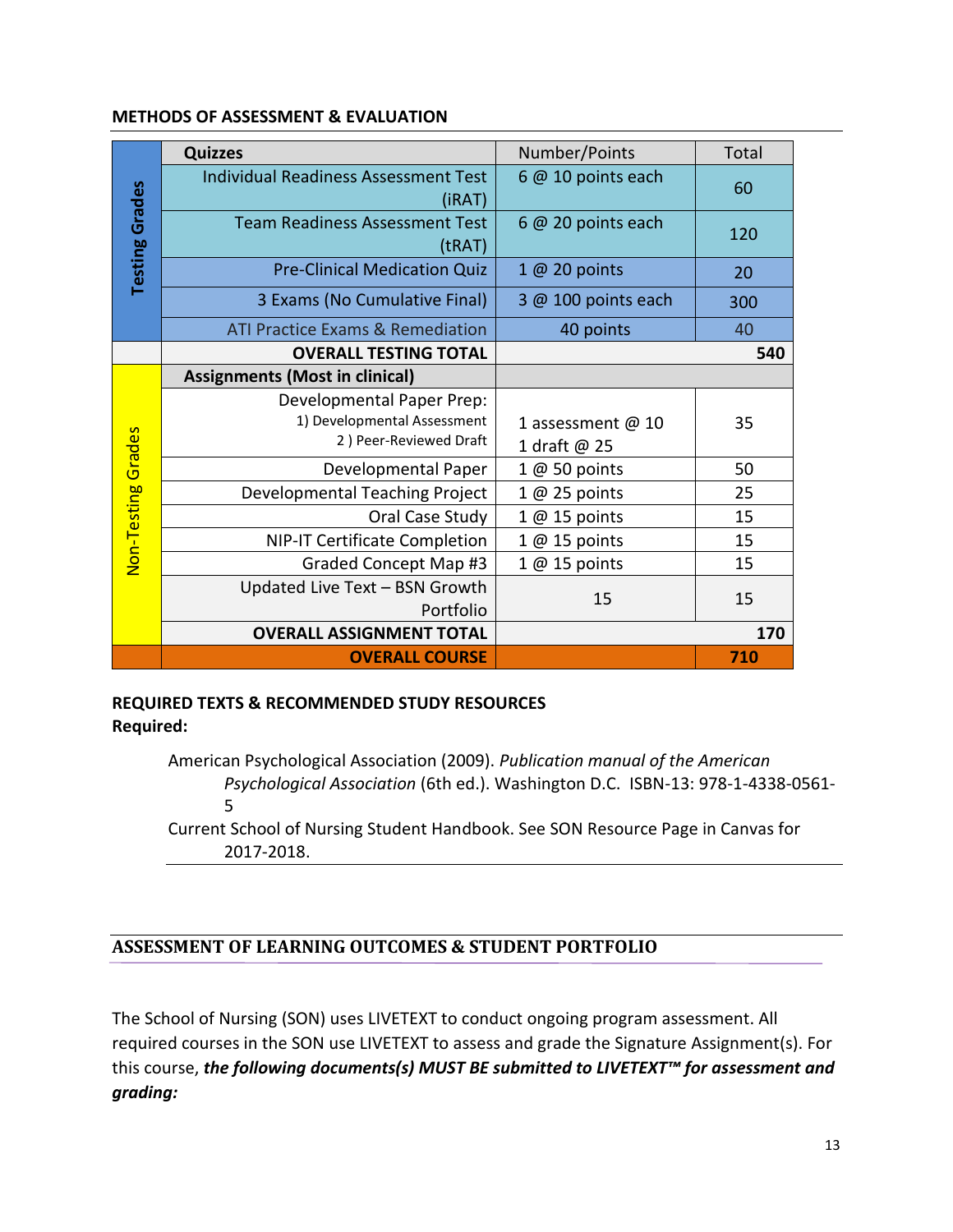**METHODS OF ASSESSMENT & EVALUATION**

| | Quizzes | Number/Points | Total |
|---|---|---|---|
| Testing Grades | Individual Readiness Assessment Test (iRAT) | 6 @ 10 points each | 60 |
| | Team Readiness Assessment Test (tRAT) | 6 @ 20 points each | 120 |
| | Pre-Clinical Medication Quiz | 1 @ 20 points | 20 |
| | 3 Exams (No Cumulative Final) | 3 @ 100 points each | 300 |
| | ATI Practice Exams & Remediation | 40 points | 40 |
| | **OVERALL TESTING TOTAL** | | **540** |
| Non-Testing Grades | **Assignments (Most in clinical)** | | |
| | Developmental Paper Prep: 1) Developmental Assessment 2 ) Peer-Reviewed Draft | 1 assessment @ 10 1 draft @ 25 | 35 |
| | Developmental Paper | 1 @ 50 points | 50 |
| | Developmental Teaching Project | 1 @ 25 points | 25 |
| | Oral Case Study | 1 @ 15 points | 15 |
| | NIP-IT Certificate Completion | 1 @ 15 points | 15 |
| | Graded Concept Map #3 | 1 @ 15 points | 15 |
| | Updated Live Text – BSN Growth Portfolio | 15 | 15 |
| | **OVERALL ASSIGNMENT TOTAL** | | **170** |
| | **OVERALL COURSE** | | **710** |

**REQUIRED TEXTS & RECOMMENDED STUDY RESOURCES**
**Required:**

American Psychological Association (2009). *Publication manual of the American Psychological Association* (6th ed.). Washington D.C. ISBN-13: 978-1-4338-0561-5

Current School of Nursing Student Handbook. See SON Resource Page in Canvas for 2017-2018.

## ASSESSMENT OF LEARNING OUTCOMES & STUDENT PORTFOLIO

The School of Nursing (SON) uses LIVETEXT to conduct ongoing program assessment. All required courses in the SON use LIVETEXT to assess and grade the Signature Assignment(s). For this course, ***the following documents(s) MUST BE submitted to LIVETEXT™ for assessment and grading:***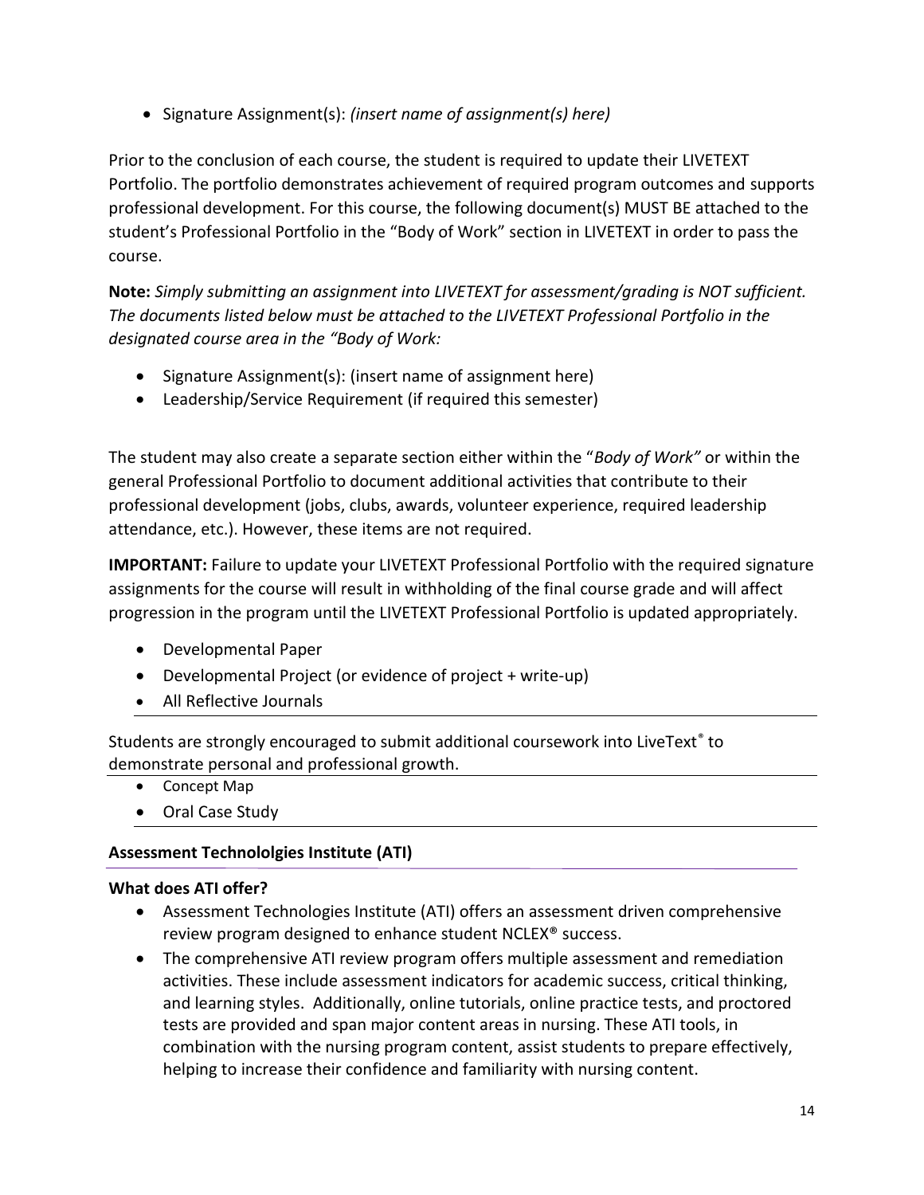- Signature Assignment(s): *(insert name of assignment(s) here)*

Prior to the conclusion of each course, the student is required to update their LIVETEXT Portfolio. The portfolio demonstrates achievement of required program outcomes and supports professional development. For this course, the following document(s) MUST BE attached to the student's Professional Portfolio in the "Body of Work" section in LIVETEXT in order to pass the course.

**Note:** *Simply submitting an assignment into LIVETEXT for assessment/grading is NOT sufficient. The documents listed below must be attached to the LIVETEXT Professional Portfolio in the designated course area in the "Body of Work:*

- Signature Assignment(s): (insert name of assignment here)
- Leadership/Service Requirement (if required this semester)

The student may also create a separate section either within the "*Body of Work"* or within the general Professional Portfolio to document additional activities that contribute to their professional development (jobs, clubs, awards, volunteer experience, required leadership attendance, etc.). However, these items are not required.

**IMPORTANT:** Failure to update your LIVETEXT Professional Portfolio with the required signature assignments for the course will result in withholding of the final course grade and will affect progression in the program until the LIVETEXT Professional Portfolio is updated appropriately.

- Developmental Paper
- Developmental Project (or evidence of project + write-up)
- All Reflective Journals

Students are strongly encouraged to submit additional coursework into LiveText® to demonstrate personal and professional growth.

- Concept Map
- Oral Case Study

### Assessment Technololgies Institute (ATI)

**What does ATI offer?**

- Assessment Technologies Institute (ATI) offers an assessment driven comprehensive review program designed to enhance student NCLEX® success.
- The comprehensive ATI review program offers multiple assessment and remediation activities. These include assessment indicators for academic success, critical thinking, and learning styles. Additionally, online tutorials, online practice tests, and proctored tests are provided and span major content areas in nursing. These ATI tools, in combination with the nursing program content, assist students to prepare effectively, helping to increase their confidence and familiarity with nursing content.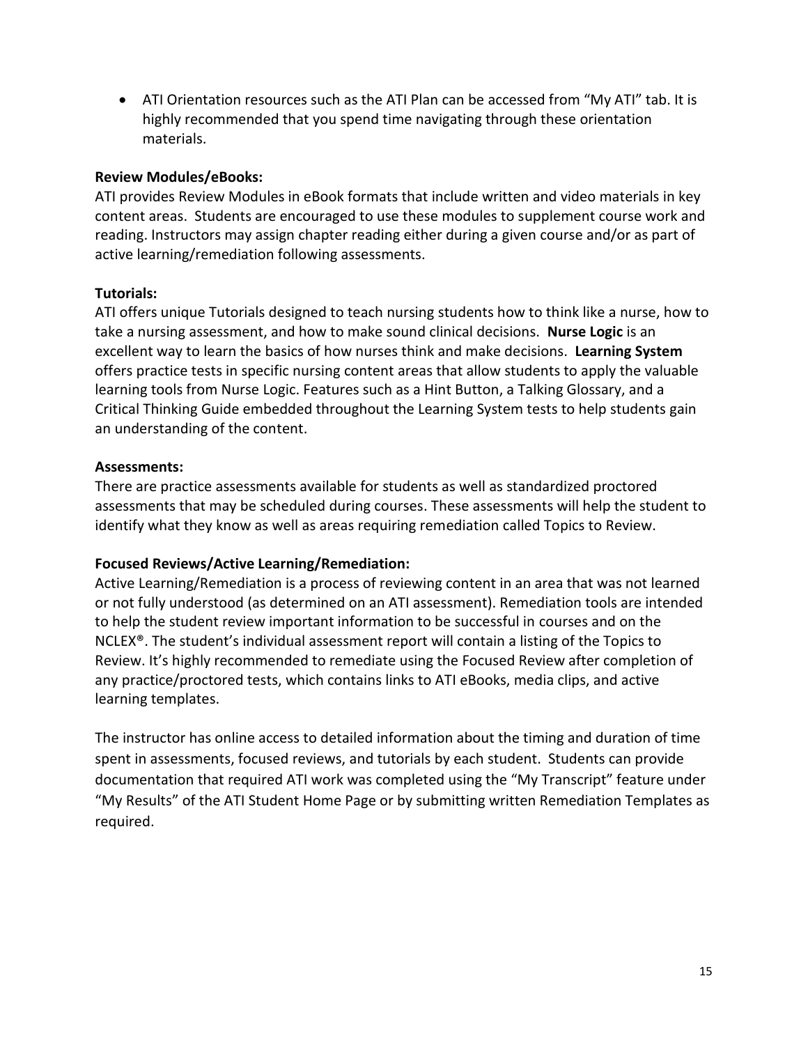- ATI Orientation resources such as the ATI Plan can be accessed from "My ATI" tab. It is highly recommended that you spend time navigating through these orientation materials.

**Review Modules/eBooks:**
ATI provides Review Modules in eBook formats that include written and video materials in key content areas. Students are encouraged to use these modules to supplement course work and reading. Instructors may assign chapter reading either during a given course and/or as part of active learning/remediation following assessments.

**Tutorials:**
ATI offers unique Tutorials designed to teach nursing students how to think like a nurse, how to take a nursing assessment, and how to make sound clinical decisions. **Nurse Logic** is an excellent way to learn the basics of how nurses think and make decisions. **Learning System** offers practice tests in specific nursing content areas that allow students to apply the valuable learning tools from Nurse Logic. Features such as a Hint Button, a Talking Glossary, and a Critical Thinking Guide embedded throughout the Learning System tests to help students gain an understanding of the content.

**Assessments:**
There are practice assessments available for students as well as standardized proctored assessments that may be scheduled during courses. These assessments will help the student to identify what they know as well as areas requiring remediation called Topics to Review.

**Focused Reviews/Active Learning/Remediation:**
Active Learning/Remediation is a process of reviewing content in an area that was not learned or not fully understood (as determined on an ATI assessment). Remediation tools are intended to help the student review important information to be successful in courses and on the NCLEX®. The student's individual assessment report will contain a listing of the Topics to Review. It's highly recommended to remediate using the Focused Review after completion of any practice/proctored tests, which contains links to ATI eBooks, media clips, and active learning templates.

The instructor has online access to detailed information about the timing and duration of time spent in assessments, focused reviews, and tutorials by each student. Students can provide documentation that required ATI work was completed using the "My Transcript" feature under "My Results" of the ATI Student Home Page or by submitting written Remediation Templates as required.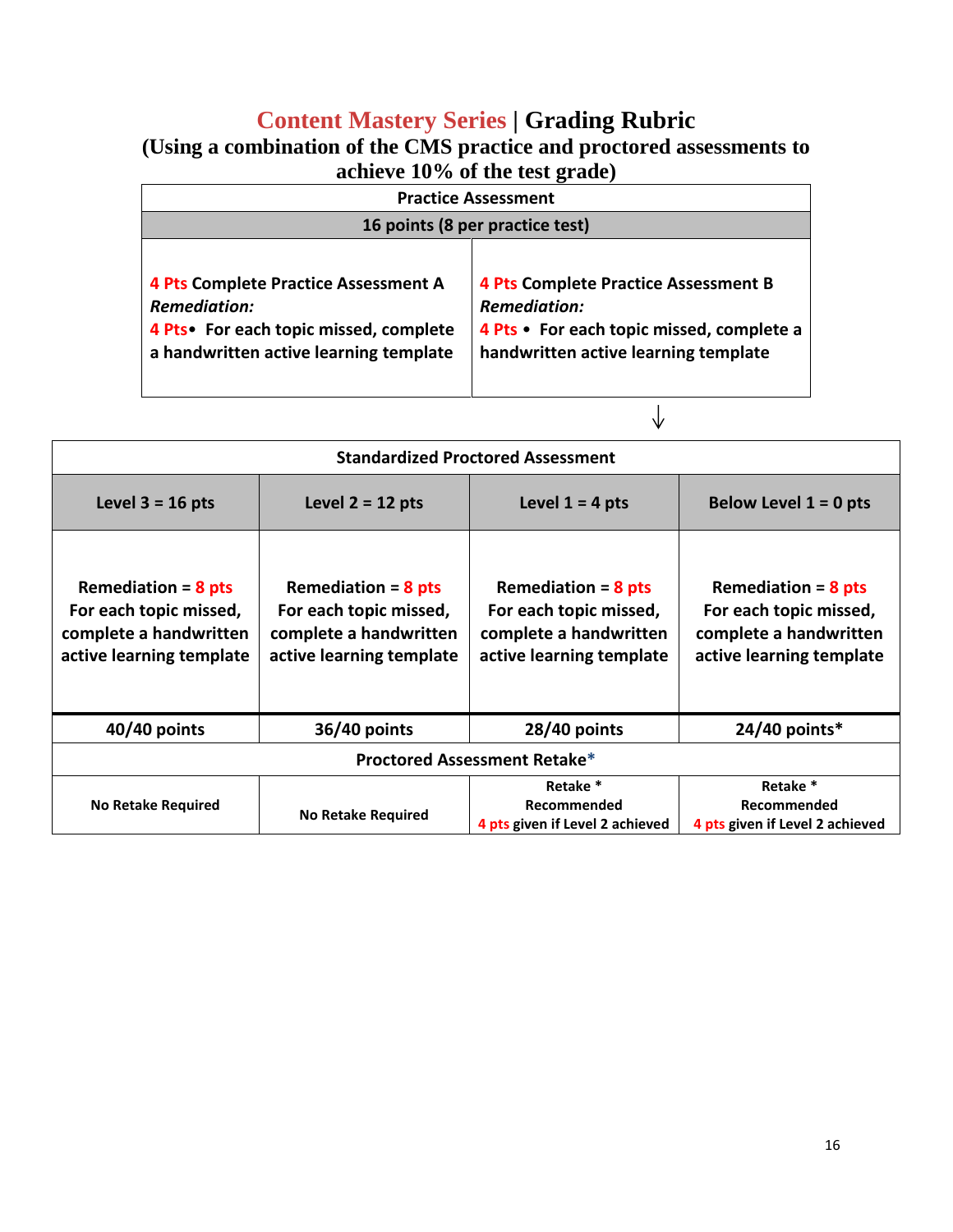# Content Mastery Series | Grading Rubric

**(Using a combination of the CMS practice and proctored assessments to achieve 10% of the test grade)**

| Practice Assessment | |
|---|---|
| **16 points (8 per practice test)** | |
| **4 Pts Complete Practice Assessment A**<br>***Remediation:***<br>**4 Pts• For each topic missed, complete a handwritten active learning template** | **4 Pts Complete Practice Assessment B**<br>***Remediation:***<br>**4 Pts • For each topic missed, complete a handwritten active learning template** |

↓

| Standardized Proctored Assessment | | | |
|---|---|---|---|
| **Level 3 = 16 pts** | **Level 2 = 12 pts** | **Level 1 = 4 pts** | **Below Level 1 = 0 pts** |
| **Remediation = 8 pts For each topic missed, complete a handwritten active learning template** | **Remediation = 8 pts For each topic missed, complete a handwritten active learning template** | **Remediation = 8 pts For each topic missed, complete a handwritten active learning template** | **Remediation = 8 pts For each topic missed, complete a handwritten active learning template** |
| **40/40 points** | **36/40 points** | **28/40 points** | **24/40 points*** |
| **Proctored Assessment Retake*** | | | |
| **No Retake Required** | **No Retake Required** | **Retake * Recommended 4 pts given if Level 2 achieved** | **Retake * Recommended 4 pts given if Level 2 achieved** |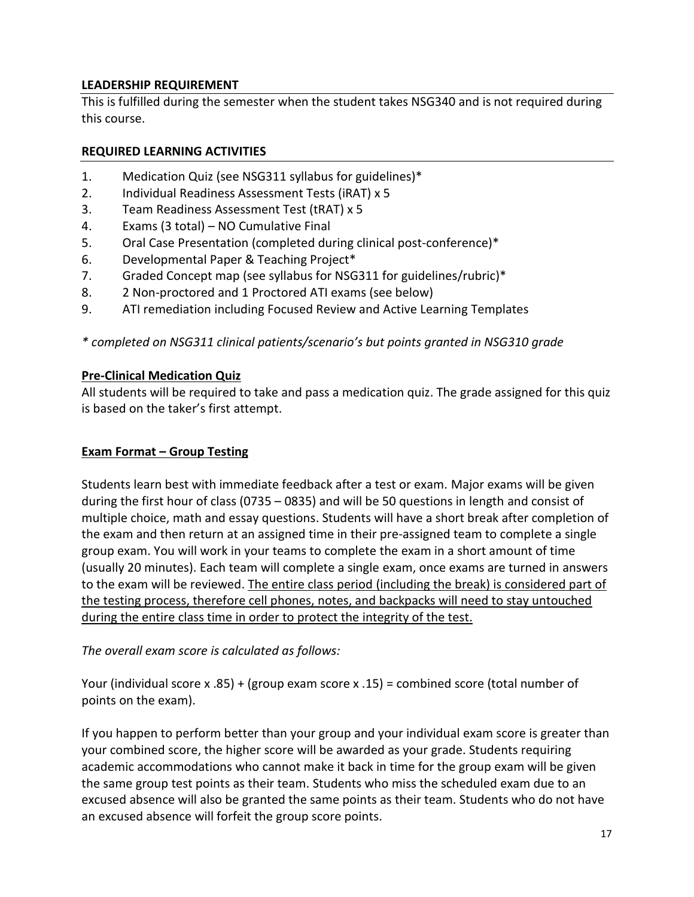## LEADERSHIP REQUIREMENT

This is fulfilled during the semester when the student takes NSG340 and is not required during this course.

## REQUIRED LEARNING ACTIVITIES

1. Medication Quiz (see NSG311 syllabus for guidelines)*
2. Individual Readiness Assessment Tests (iRAT) x 5
3. Team Readiness Assessment Test (tRAT) x 5
4. Exams (3 total) – NO Cumulative Final
5. Oral Case Presentation (completed during clinical post-conference)*
6. Developmental Paper & Teaching Project*
7. Graded Concept map (see syllabus for NSG311 for guidelines/rubric)*
8. 2 Non-proctored and 1 Proctored ATI exams (see below)
9. ATI remediation including Focused Review and Active Learning Templates

*\* completed on NSG311 clinical patients/scenario's but points granted in NSG310 grade*

### Pre-Clinical Medication Quiz

All students will be required to take and pass a medication quiz. The grade assigned for this quiz is based on the taker's first attempt.

### Exam Format – Group Testing

Students learn best with immediate feedback after a test or exam. Major exams will be given during the first hour of class (0735 – 0835) and will be 50 questions in length and consist of multiple choice, math and essay questions. Students will have a short break after completion of the exam and then return at an assigned time in their pre-assigned team to complete a single group exam. You will work in your teams to complete the exam in a short amount of time (usually 20 minutes). Each team will complete a single exam, once exams are turned in answers to the exam will be reviewed. <u>The entire class period (including the break) is considered part of the testing process, therefore cell phones, notes, and backpacks will need to stay untouched during the entire class time in order to protect the integrity of the test.</u>

*The overall exam score is calculated as follows:*

Your (individual score x .85) + (group exam score x .15) = combined score (total number of points on the exam).

If you happen to perform better than your group and your individual exam score is greater than your combined score, the higher score will be awarded as your grade. Students requiring academic accommodations who cannot make it back in time for the group exam will be given the same group test points as their team. Students who miss the scheduled exam due to an excused absence will also be granted the same points as their team. Students who do not have an excused absence will forfeit the group score points.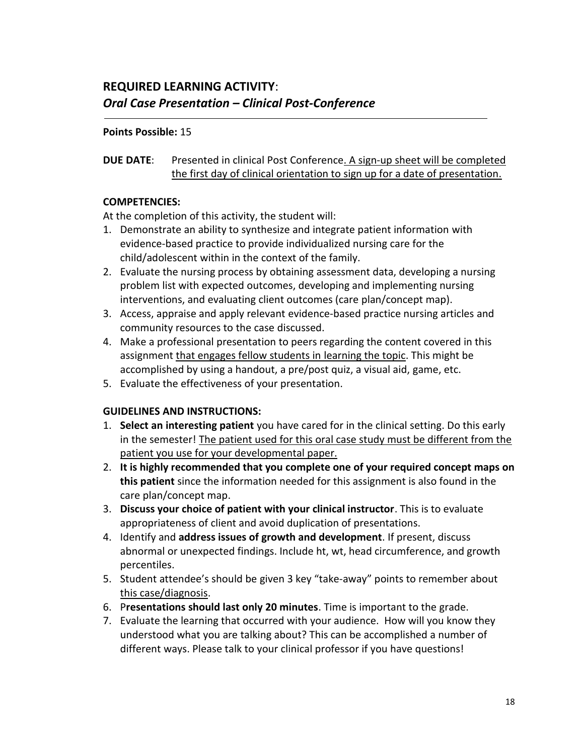## **REQUIRED LEARNING ACTIVITY**:
### ***Oral Case Presentation – Clinical Post-Conference***

---

**Points Possible:** 15

**DUE DATE**: Presented in clinical Post Conference. A sign-up sheet will be completed the first day of clinical orientation to sign up for a date of presentation.

**COMPETENCIES:**

At the completion of this activity, the student will:

1. Demonstrate an ability to synthesize and integrate patient information with evidence-based practice to provide individualized nursing care for the child/adolescent within in the context of the family.
2. Evaluate the nursing process by obtaining assessment data, developing a nursing problem list with expected outcomes, developing and implementing nursing interventions, and evaluating client outcomes (care plan/concept map).
3. Access, appraise and apply relevant evidence-based practice nursing articles and community resources to the case discussed.
4. Make a professional presentation to peers regarding the content covered in this assignment that engages fellow students in learning the topic. This might be accomplished by using a handout, a pre/post quiz, a visual aid, game, etc.
5. Evaluate the effectiveness of your presentation.

**GUIDELINES AND INSTRUCTIONS:**

1. **Select an interesting patient** you have cared for in the clinical setting. Do this early in the semester! The patient used for this oral case study must be different from the patient you use for your developmental paper.
2. **It is highly recommended that you complete one of your required concept maps on this patient** since the information needed for this assignment is also found in the care plan/concept map.
3. **Discuss your choice of patient with your clinical instructor**. This is to evaluate appropriateness of client and avoid duplication of presentations.
4. Identify and **address issues of growth and development**. If present, discuss abnormal or unexpected findings. Include ht, wt, head circumference, and growth percentiles.
5. Student attendee's should be given 3 key "take-away" points to remember about this case/diagnosis.
6. P**resentations should last only 20 minutes**. Time is important to the grade.
7. Evaluate the learning that occurred with your audience. How will you know they understood what you are talking about? This can be accomplished a number of different ways. Please talk to your clinical professor if you have questions!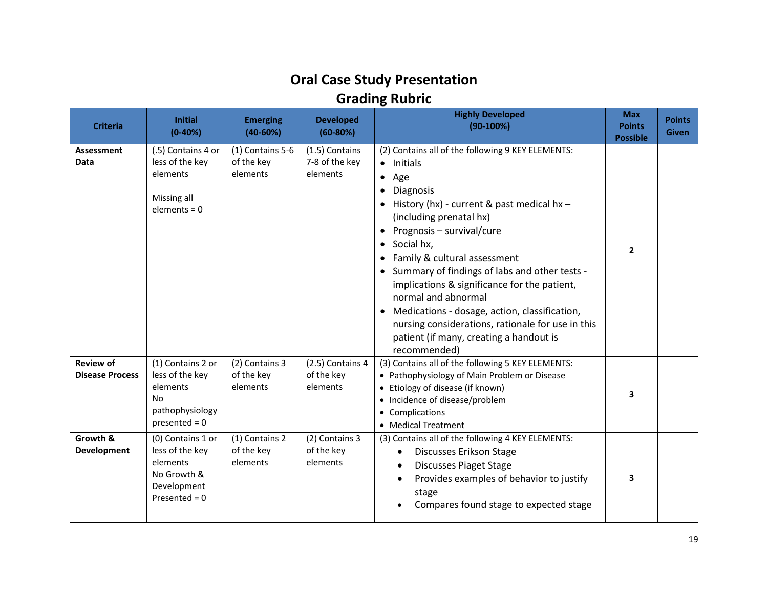# Oral Case Study Presentation
## Grading Rubric

| Criteria | Initial (0-40%) | Emerging (40-60%) | Developed (60-80%) | Highly Developed (90-100%) | Max Points Possible | Points Given |
|---|---|---|---|---|---|---|
| **Assessment Data** | (.5) Contains 4 or less of the key elements<br><br>Missing all elements = 0 | (1) Contains 5-6 of the key elements | (1.5) Contains 7-8 of the key elements | (2) Contains all of the following 9 KEY ELEMENTS:<br>• Initials<br>• Age<br>• Diagnosis<br>• History (hx) - current & past medical hx – (including prenatal hx)<br>• Prognosis – survival/cure<br>• Social hx,<br>• Family & cultural assessment<br>• Summary of findings of labs and other tests - implications & significance for the patient, normal and abnormal<br>• Medications - dosage, action, classification, nursing considerations, rationale for use in this patient (if many, creating a handout is recommended) | **2** | |
| **Review of Disease Process** | (1) Contains 2 or less of the key elements<br>No pathophysiology presented = 0 | (2) Contains 3 of the key elements | (2.5) Contains 4 of the key elements | (3) Contains all of the following 5 KEY ELEMENTS:<br>• Pathophysiology of Main Problem or Disease<br>• Etiology of disease (if known)<br>• Incidence of disease/problem<br>• Complications<br>• Medical Treatment | **3** | |
| **Growth & Development** | (0) Contains 1 or less of the key elements<br>No Growth & Development Presented = 0 | (1) Contains 2 of the key elements | (2) Contains 3 of the key elements | (3) Contains all of the following 4 KEY ELEMENTS:<br>• Discusses Erikson Stage<br>• Discusses Piaget Stage<br>• Provides examples of behavior to justify stage<br>• Compares found stage to expected stage | **3** | |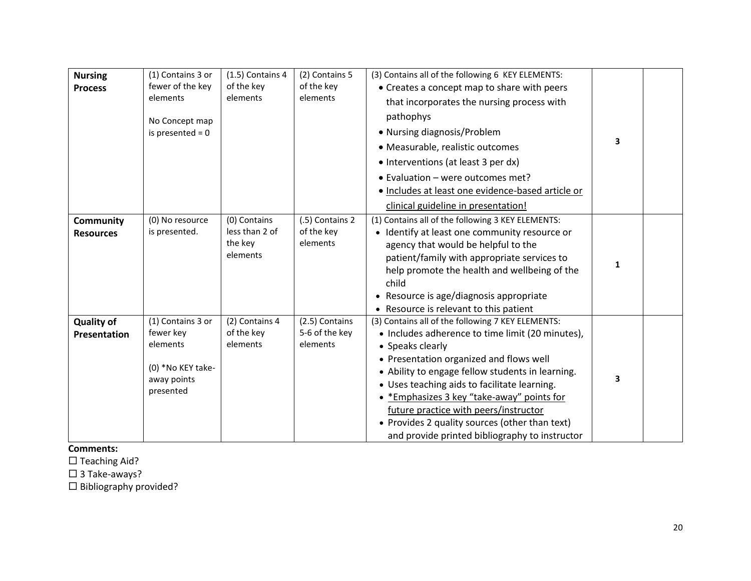| Nursing Process | (1) Contains 3 or fewer of the key elements<br><br>No Concept map is presented = 0 | (1.5) Contains 4 of the key elements | (2) Contains 5 of the key elements | (3) Contains all of the following 6 KEY ELEMENTS:<br>• Creates a concept map to share with peers that incorporates the nursing process with pathophys<br>• Nursing diagnosis/Problem<br>• Measurable, realistic outcomes<br>• Interventions (at least 3 per dx)<br>• Evaluation – were outcomes met?<br>• <u>Includes at least one evidence-based article or clinical guideline in presentation!</u> | 3 | |
|---|---|---|---|---|---|---|
| **Community Resources** | (0) No resource is presented. | (0) Contains less than 2 of the key elements | (.5) Contains 2 of the key elements | (1) Contains all of the following 3 KEY ELEMENTS:<br>• Identify at least one community resource or agency that would be helpful to the patient/family with appropriate services to help promote the health and wellbeing of the child<br>• Resource is age/diagnosis appropriate<br>• Resource is relevant to this patient | 1 | |
| **Quality of Presentation** | (1) Contains 3 or fewer key elements<br><br>(0) *No KEY take-away points presented | (2) Contains 4 of the key elements | (2.5) Contains 5-6 of the key elements | (3) Contains all of the following 7 KEY ELEMENTS:<br>• Includes adherence to time limit (20 minutes),<br>• Speaks clearly<br>• Presentation organized and flows well<br>• Ability to engage fellow students in learning.<br>• Uses teaching aids to facilitate learning.<br>• <u>*Emphasizes 3 key "take-away" points for future practice with peers/instructor</u><br>• Provides 2 quality sources (other than text) and provide printed bibliography to instructor | 3 | |

**Comments:**

☐ Teaching Aid?

☐ 3 Take-aways?

☐ Bibliography provided?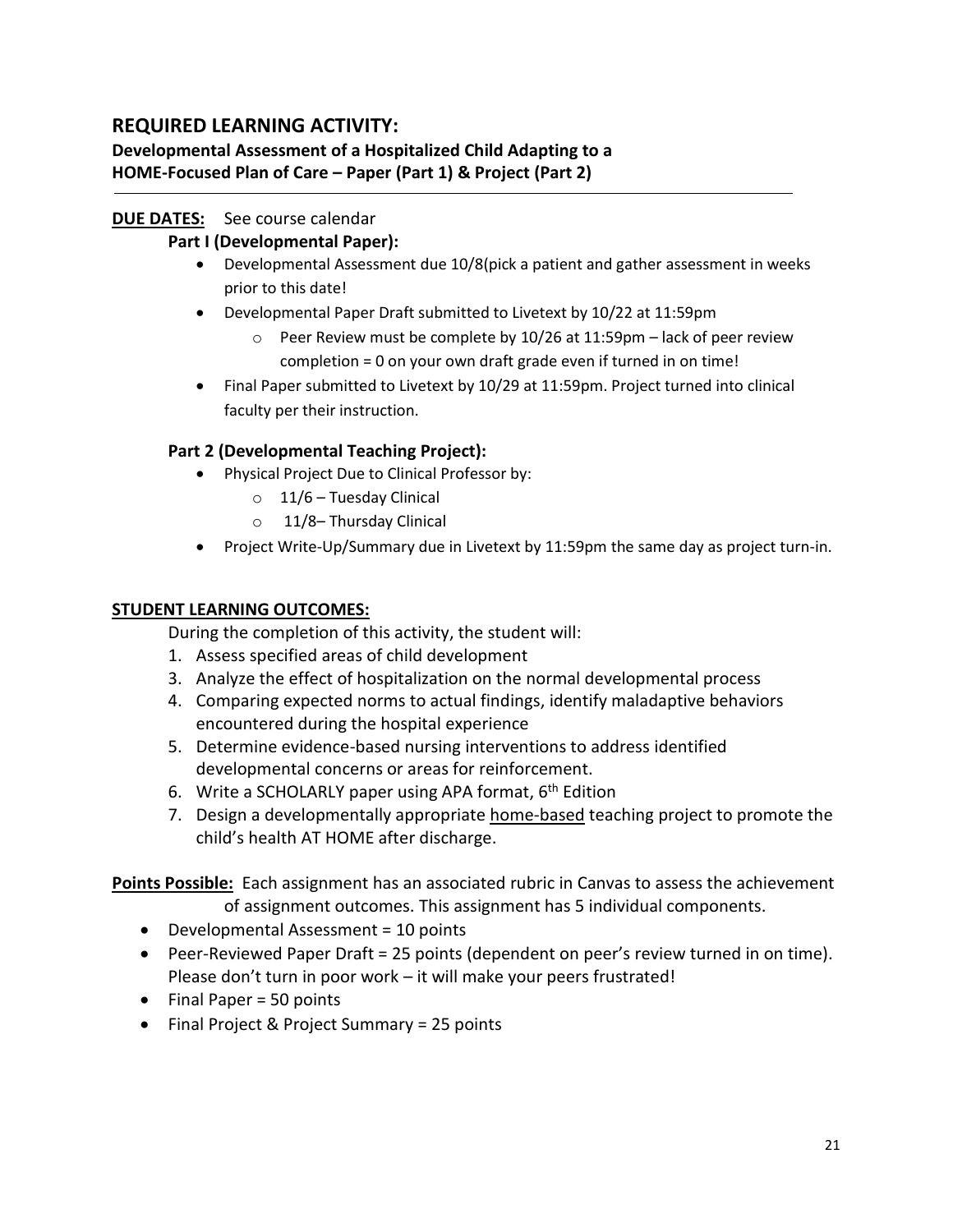## REQUIRED LEARNING ACTIVITY:

**Developmental Assessment of a Hospitalized Child Adapting to a HOME-Focused Plan of Care – Paper (Part 1) & Project (Part 2)**

---

**DUE DATES:** See course calendar

**Part I (Developmental Paper):**

- Developmental Assessment due 10/8(pick a patient and gather assessment in weeks prior to this date!
- Developmental Paper Draft submitted to Livetext by 10/22 at 11:59pm
  - Peer Review must be complete by 10/26 at 11:59pm – lack of peer review completion = 0 on your own draft grade even if turned in on time!
- Final Paper submitted to Livetext by 10/29 at 11:59pm. Project turned into clinical faculty per their instruction.

**Part 2 (Developmental Teaching Project):**

- Physical Project Due to Clinical Professor by:
  - 11/6 – Tuesday Clinical
  - 11/8– Thursday Clinical
- Project Write-Up/Summary due in Livetext by 11:59pm the same day as project turn-in.

**STUDENT LEARNING OUTCOMES:**

During the completion of this activity, the student will:

1. Assess specified areas of child development
3. Analyze the effect of hospitalization on the normal developmental process
4. Comparing expected norms to actual findings, identify maladaptive behaviors encountered during the hospital experience
5. Determine evidence-based nursing interventions to address identified developmental concerns or areas for reinforcement.
6. Write a SCHOLARLY paper using APA format, 6th Edition
7. Design a developmentally appropriate home-based teaching project to promote the child's health AT HOME after discharge.

**Points Possible:** Each assignment has an associated rubric in Canvas to assess the achievement of assignment outcomes. This assignment has 5 individual components.

- Developmental Assessment = 10 points
- Peer-Reviewed Paper Draft = 25 points (dependent on peer's review turned in on time). Please don't turn in poor work – it will make your peers frustrated!
- Final Paper = 50 points
- Final Project & Project Summary = 25 points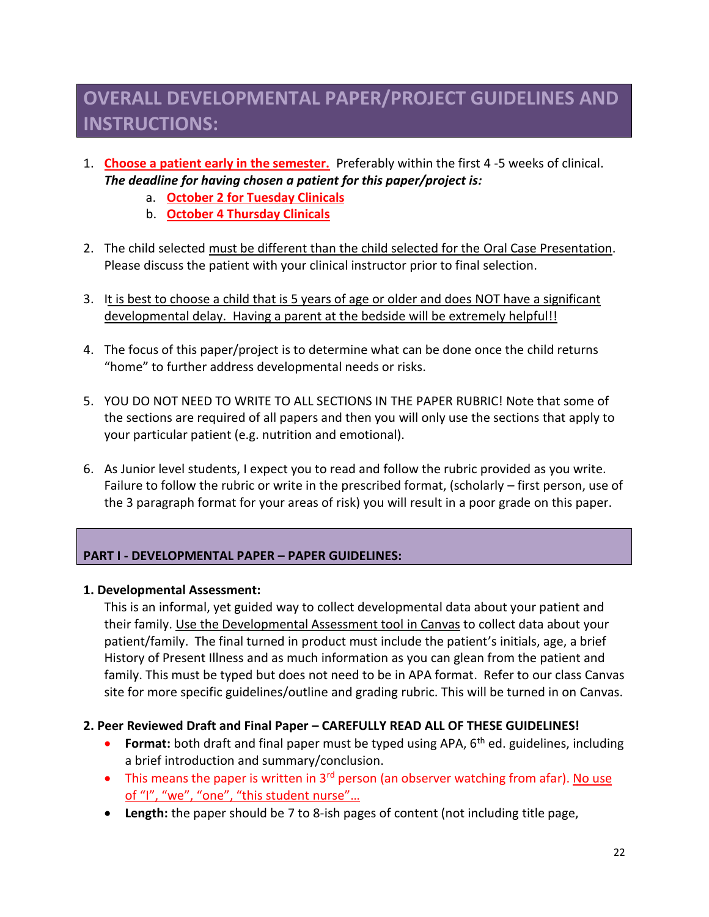## OVERALL DEVELOPMENTAL PAPER/PROJECT GUIDELINES AND INSTRUCTIONS:

1. **Choose a patient early in the semester.** Preferably within the first 4 -5 weeks of clinical. ***The deadline for having chosen a patient for this paper/project is:***
   a. **October 2 for Tuesday Clinicals**
   b. **October 4 Thursday Clinicals**

2. The child selected must be different than the child selected for the Oral Case Presentation. Please discuss the patient with your clinical instructor prior to final selection.

3. It is best to choose a child that is 5 years of age or older and does NOT have a significant developmental delay. Having a parent at the bedside will be extremely helpful!!

4. The focus of this paper/project is to determine what can be done once the child returns "home" to further address developmental needs or risks.

5. YOU DO NOT NEED TO WRITE TO ALL SECTIONS IN THE PAPER RUBRIC! Note that some of the sections are required of all papers and then you will only use the sections that apply to your particular patient (e.g. nutrition and emotional).

6. As Junior level students, I expect you to read and follow the rubric provided as you write. Failure to follow the rubric or write in the prescribed format, (scholarly – first person, use of the 3 paragraph format for your areas of risk) you will result in a poor grade on this paper.

### PART I - DEVELOPMENTAL PAPER – PAPER GUIDELINES:

**1. Developmental Assessment:**

This is an informal, yet guided way to collect developmental data about your patient and their family. Use the Developmental Assessment tool in Canvas to collect data about your patient/family. The final turned in product must include the patient's initials, age, a brief History of Present Illness and as much information as you can glean from the patient and family. This must be typed but does not need to be in APA format. Refer to our class Canvas site for more specific guidelines/outline and grading rubric. This will be turned in on Canvas.

**2. Peer Reviewed Draft and Final Paper – CAREFULLY READ ALL OF THESE GUIDELINES!**

- **Format:** both draft and final paper must be typed using APA, 6th ed. guidelines, including a brief introduction and summary/conclusion.
- This means the paper is written in 3rd person (an observer watching from afar). No use of "I", "we", "one", "this student nurse"…
- **Length:** the paper should be 7 to 8-ish pages of content (not including title page,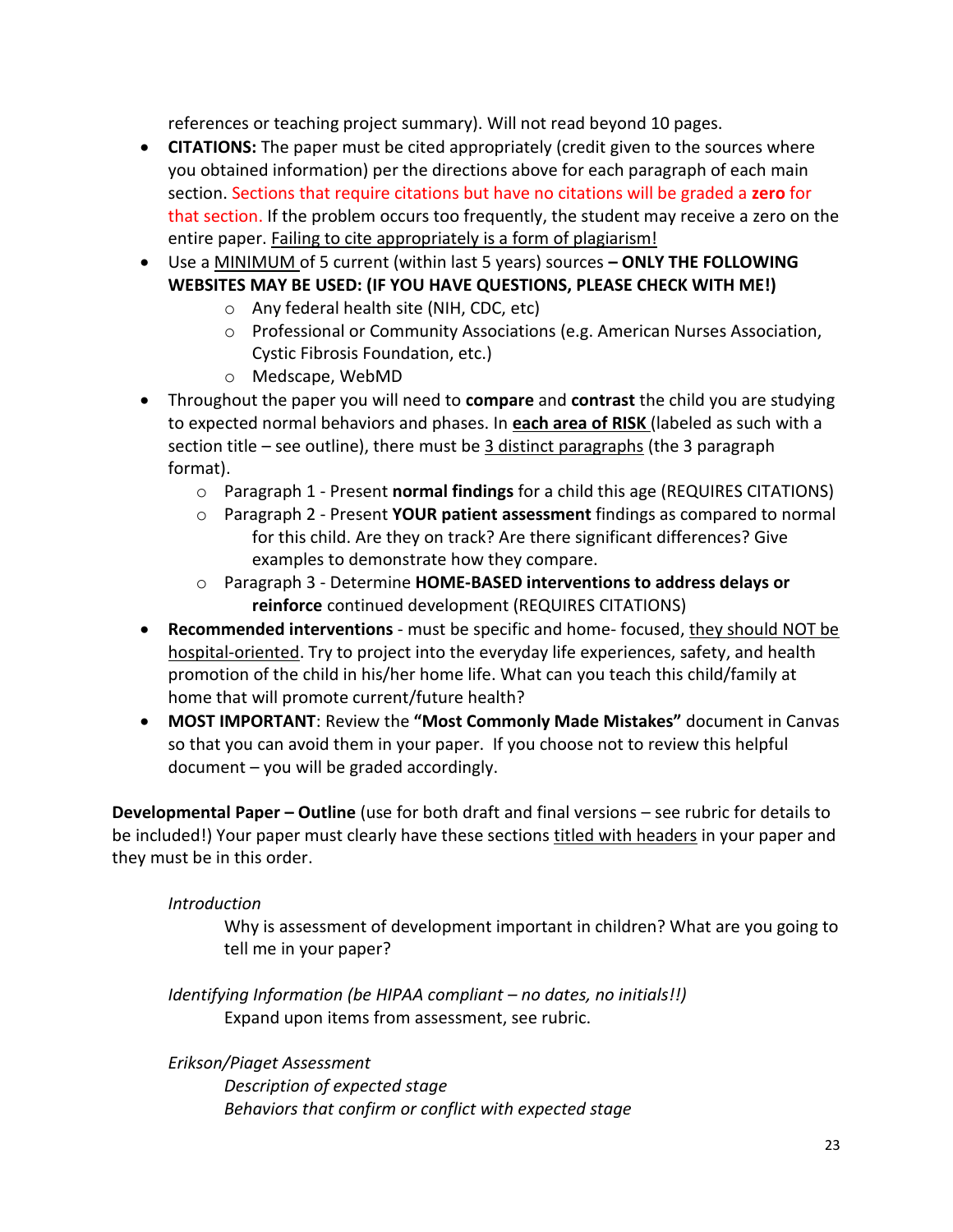references or teaching project summary). Will not read beyond 10 pages.

- **CITATIONS:** The paper must be cited appropriately (credit given to the sources where you obtained information) per the directions above for each paragraph of each main section. Sections that require citations but have no citations will be graded a **zero** for that section. If the problem occurs too frequently, the student may receive a zero on the entire paper. <u>Failing to cite appropriately is a form of plagiarism!</u>
- Use a <u>MINIMUM</u> of 5 current (within last 5 years) sources **– ONLY THE FOLLOWING WEBSITES MAY BE USED: (IF YOU HAVE QUESTIONS, PLEASE CHECK WITH ME!)**
    - Any federal health site (NIH, CDC, etc)
    - Professional or Community Associations (e.g. American Nurses Association, Cystic Fibrosis Foundation, etc.)
    - Medscape, WebMD
- Throughout the paper you will need to **compare** and **contrast** the child you are studying to expected normal behaviors and phases. In <u>**each area of RISK**</u> (labeled as such with a section title – see outline), there must be <u>3 distinct paragraphs</u> (the 3 paragraph format).
    - Paragraph 1 - Present **normal findings** for a child this age (REQUIRES CITATIONS)
    - Paragraph 2 - Present **YOUR patient assessment** findings as compared to normal for this child. Are they on track? Are there significant differences? Give examples to demonstrate how they compare.
    - Paragraph 3 - Determine **HOME-BASED interventions to address delays or reinforce** continued development (REQUIRES CITATIONS)
- **Recommended interventions** - must be specific and home- focused, <u>they should NOT be hospital-oriented</u>. Try to project into the everyday life experiences, safety, and health promotion of the child in his/her home life. What can you teach this child/family at home that will promote current/future health?
- **MOST IMPORTANT**: Review the **"Most Commonly Made Mistakes"** document in Canvas so that you can avoid them in your paper. If you choose not to review this helpful document – you will be graded accordingly.

**Developmental Paper – Outline** (use for both draft and final versions – see rubric for details to be included!) Your paper must clearly have these sections <u>titled with headers</u> in your paper and they must be in this order.

*Introduction*

Why is assessment of development important in children? What are you going to tell me in your paper?

*Identifying Information (be HIPAA compliant – no dates, no initials!!)*

Expand upon items from assessment, see rubric.

*Erikson/Piaget Assessment*

*Description of expected stage*

*Behaviors that confirm or conflict with expected stage*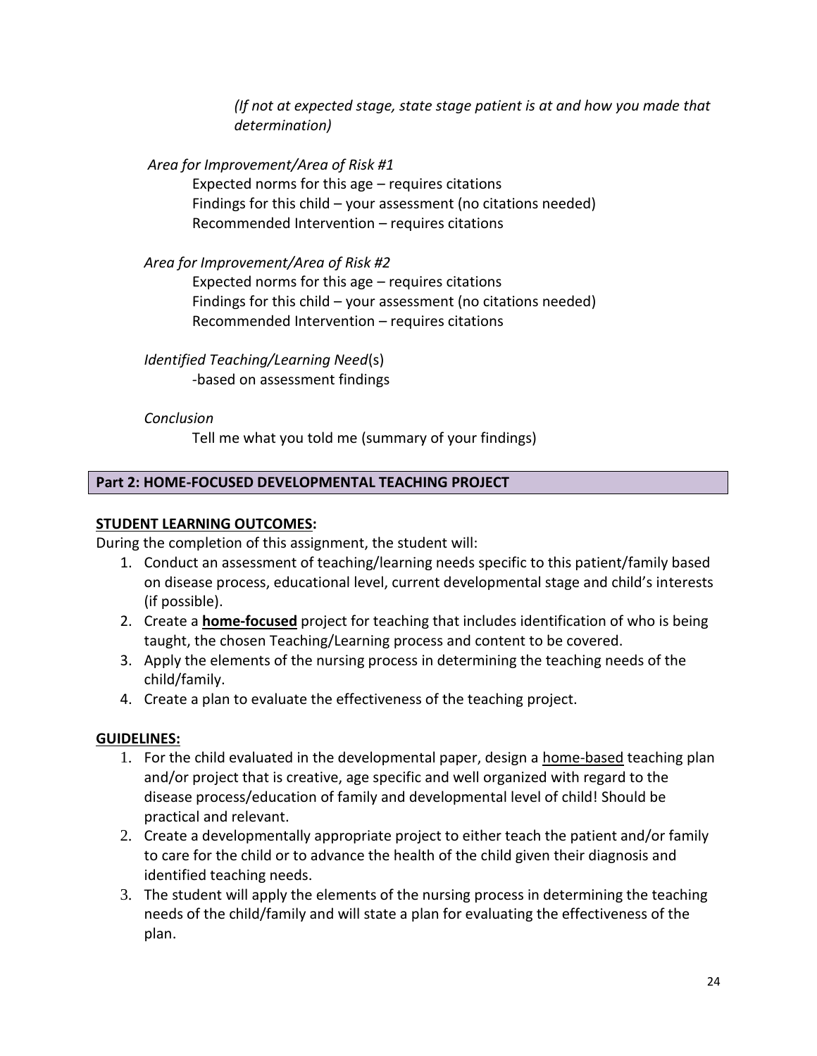*(If not at expected stage, state stage patient is at and how you made that determination)*

*Area for Improvement/Area of Risk #1*

Expected norms for this age – requires citations
Findings for this child – your assessment (no citations needed)
Recommended Intervention – requires citations

*Area for Improvement/Area of Risk #2*

Expected norms for this age – requires citations
Findings for this child – your assessment (no citations needed)
Recommended Intervention – requires citations

*Identified Teaching/Learning Need*(s)

-based on assessment findings

*Conclusion*

Tell me what you told me (summary of your findings)

## Part 2: HOME-FOCUSED DEVELOPMENTAL TEACHING PROJECT

**STUDENT LEARNING OUTCOMES:**

During the completion of this assignment, the student will:

1. Conduct an assessment of teaching/learning needs specific to this patient/family based on disease process, educational level, current developmental stage and child's interests (if possible).
2. Create a **home-focused** project for teaching that includes identification of who is being taught, the chosen Teaching/Learning process and content to be covered.
3. Apply the elements of the nursing process in determining the teaching needs of the child/family.
4. Create a plan to evaluate the effectiveness of the teaching project.

**GUIDELINES:**

1. For the child evaluated in the developmental paper, design a home-based teaching plan and/or project that is creative, age specific and well organized with regard to the disease process/education of family and developmental level of child! Should be practical and relevant.
2. Create a developmentally appropriate project to either teach the patient and/or family to care for the child or to advance the health of the child given their diagnosis and identified teaching needs.
3. The student will apply the elements of the nursing process in determining the teaching needs of the child/family and will state a plan for evaluating the effectiveness of the plan.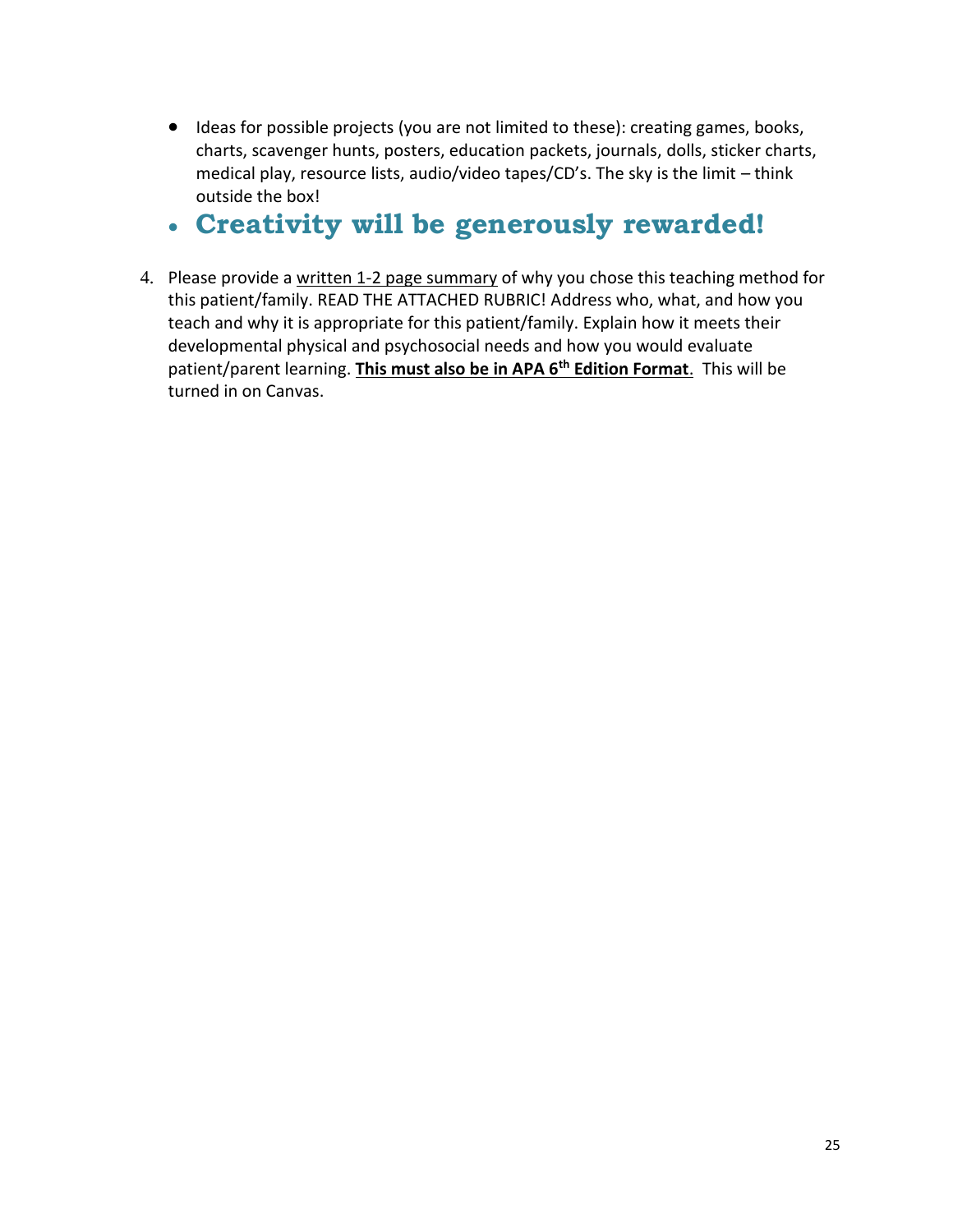- Ideas for possible projects (you are not limited to these): creating games, books, charts, scavenger hunts, posters, education packets, journals, dolls, sticker charts, medical play, resource lists, audio/video tapes/CD's. The sky is the limit – think outside the box!
- **Creativity will be generously rewarded!**

4. Please provide a <u>written 1-2 page summary</u> of why you chose this teaching method for this patient/family. READ THE ATTACHED RUBRIC! Address who, what, and how you teach and why it is appropriate for this patient/family. Explain how it meets their developmental physical and psychosocial needs and how you would evaluate patient/parent learning. **<u>This must also be in APA 6th Edition Format</u>**. This will be turned in on Canvas.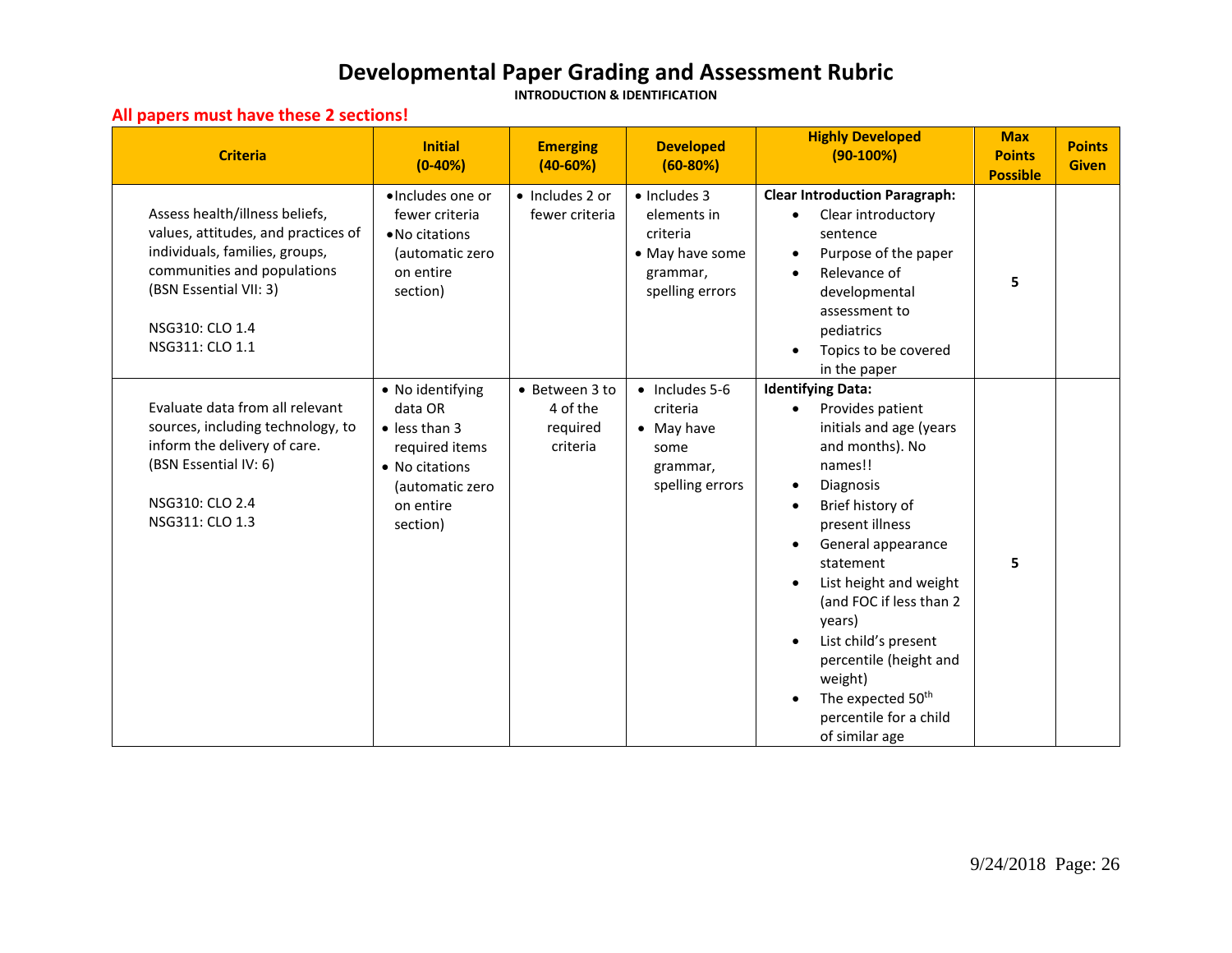# Developmental Paper Grading and Assessment Rubric

**INTRODUCTION & IDENTIFICATION**

**All papers must have these 2 sections!**

| Criteria | Initial (0-40%) | Emerging (40-60%) | Developed (60-80%) | Highly Developed (90-100%) | Max Points Possible | Points Given |
|---|---|---|---|---|---|---|
| Assess health/illness beliefs, values, attitudes, and practices of individuals, families, groups, communities and populations (BSN Essential VII: 3)<br><br>NSG310: CLO 1.4<br>NSG311: CLO 1.1 | • Includes one or fewer criteria<br>• No citations (automatic zero on entire section) | • Includes 2 or fewer criteria | • Includes 3 elements in criteria<br>• May have some grammar, spelling errors | **Clear Introduction Paragraph:**<br>• Clear introductory sentence<br>• Purpose of the paper<br>• Relevance of developmental assessment to pediatrics<br>• Topics to be covered in the paper | 5 | |
| Evaluate data from all relevant sources, including technology, to inform the delivery of care. (BSN Essential IV: 6)<br><br>NSG310: CLO 2.4<br>NSG311: CLO 1.3 | • No identifying data OR<br>• less than 3 required items<br>• No citations (automatic zero on entire section) | • Between 3 to 4 of the required criteria | • Includes 5-6 criteria<br>• May have some grammar, spelling errors | **Identifying Data:**<br>• Provides patient initials and age (years and months). No names!!<br>• Diagnosis<br>• Brief history of present illness<br>• General appearance statement<br>• List height and weight (and FOC if less than 2 years)<br>• List child's present percentile (height and weight)<br>• The expected $50^{th}$ percentile for a child of similar age | 5 | |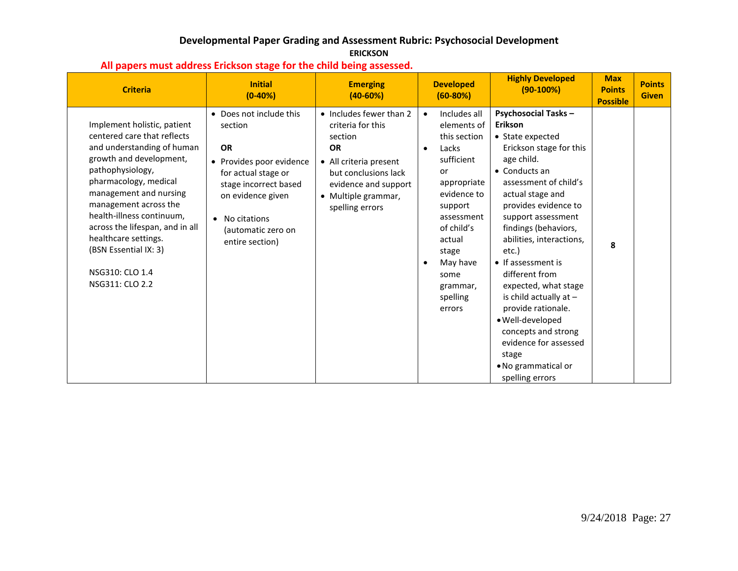# Developmental Paper Grading and Assessment Rubric: Psychosocial Development

**ERICKSON**

**All papers must address Erickson stage for the child being assessed.**

| Criteria | Initial (0-40%) | Emerging (40-60%) | Developed (60-80%) | Highly Developed (90-100%) | Max Points Possible | Points Given |
|---|---|---|---|---|---|---|
| Implement holistic, patient centered care that reflects and understanding of human growth and development, pathophysiology, pharmacology, medical management and nursing management across the health-illness continuum, across the lifespan, and in all healthcare settings. (BSN Essential IX: 3)<br><br>NSG310: CLO 1.4<br>NSG311: CLO 2.2 | • Does not include this section<br><br>**OR**<br>• Provides poor evidence for actual stage or stage incorrect based on evidence given<br><br>• No citations (automatic zero on entire section) | • Includes fewer than 2 criteria for this section<br>**OR**<br>• All criteria present but conclusions lack evidence and support<br>• Multiple grammar, spelling errors | • Includes all elements of this section<br>• Lacks sufficient or appropriate evidence to support assessment of child's actual stage<br>• May have some grammar, spelling errors | **Psychosocial Tasks – Erikson**<br>• State expected Erickson stage for this age child.<br>• Conducts an assessment of child's actual stage and provides evidence to support assessment findings (behaviors, abilities, interactions, etc.)<br>• If assessment is different from expected, what stage is child actually at – provide rationale.<br>• Well-developed concepts and strong evidence for assessed stage<br>• No grammatical or spelling errors | **8** | |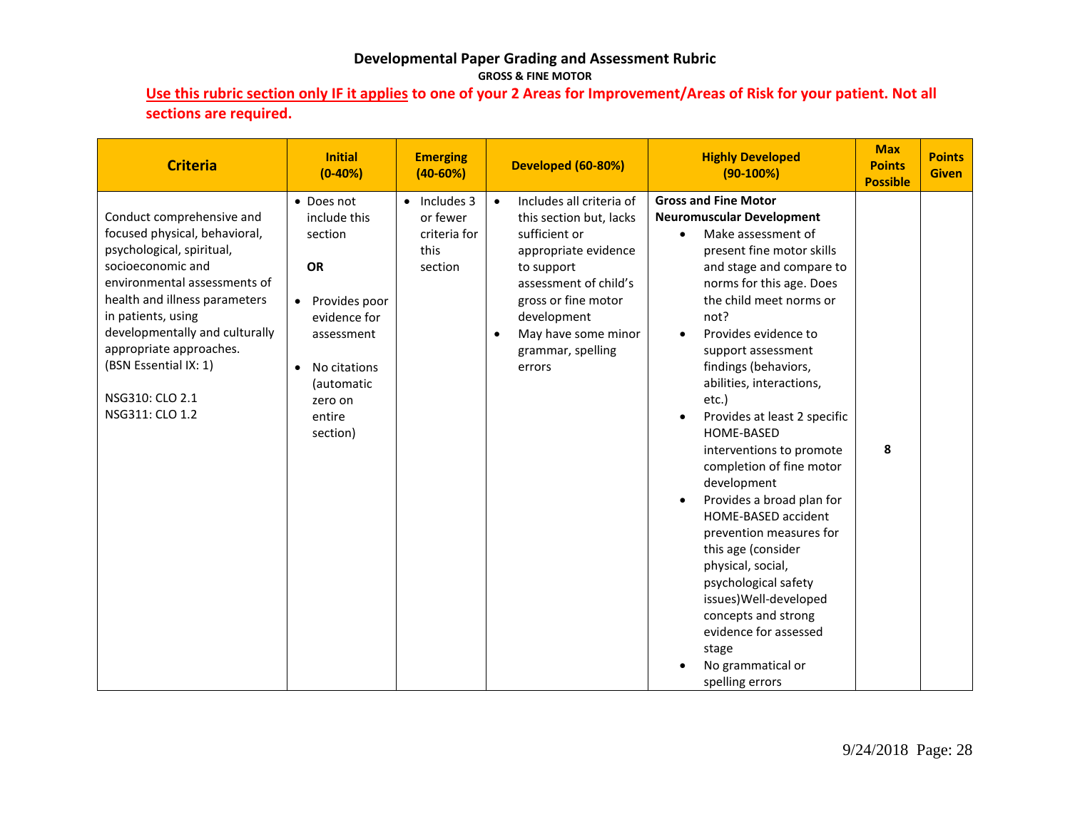# Developmental Paper Grading and Assessment Rubric

**GROSS & FINE MOTOR**

**<u>Use this rubric section only IF it applies</u> to one of your 2 Areas for Improvement/Areas of Risk for your patient. Not all sections are required.**

| Criteria | Initial (0-40%) | Emerging (40-60%) | Developed (60-80%) | Highly Developed (90-100%) | Max Points Possible | Points Given |
|---|---|---|---|---|---|---|
| Conduct comprehensive and focused physical, behavioral, psychological, spiritual, socioeconomic and environmental assessments of health and illness parameters in patients, using developmentally and culturally appropriate approaches. (BSN Essential IX: 1)<br><br>NSG310: CLO 2.1<br>NSG311: CLO 1.2 | • Does not include this section<br><br>**OR**<br><br>• Provides poor evidence for assessment<br><br>• No citations (automatic zero on entire section) | • Includes 3 or fewer criteria for this section | • Includes all criteria of this section but, lacks sufficient or appropriate evidence to support assessment of child's gross or fine motor development<br>• May have some minor grammar, spelling errors | **Gross and Fine Motor Neuromuscular Development**<br>• Make assessment of present fine motor skills and stage and compare to norms for this age. Does the child meet norms or not?<br>• Provides evidence to support assessment findings (behaviors, abilities, interactions, etc.)<br>• Provides at least 2 specific HOME-BASED interventions to promote completion of fine motor development<br>• Provides a broad plan for HOME-BASED accident prevention measures for this age (consider physical, social, psychological safety issues)Well-developed concepts and strong evidence for assessed stage<br>• No grammatical or spelling errors | **8** | |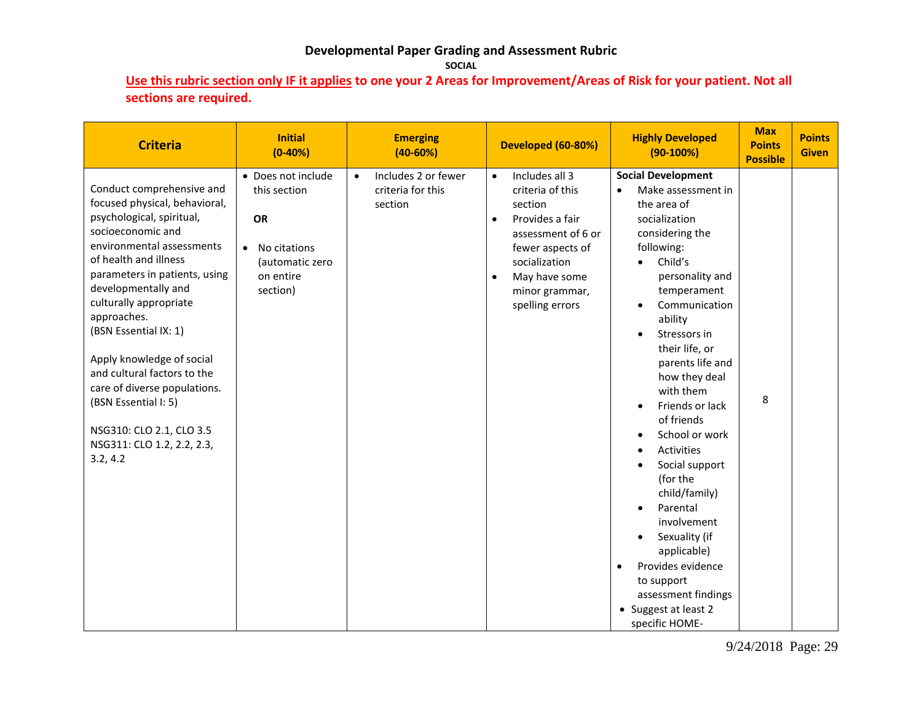**Developmental Paper Grading and Assessment Rubric**

**SOCIAL**

**Use this rubric section only IF it applies to one your 2 Areas for Improvement/Areas of Risk for your patient. Not all sections are required.**

| Criteria | Initial (0-40%) | Emerging (40-60%) | Developed (60-80%) | Highly Developed (90-100%) | Max Points Possible | Points Given |
|---|---|---|---|---|---|---|
| Conduct comprehensive and focused physical, behavioral, psychological, spiritual, socioeconomic and environmental assessments of health and illness parameters in patients, using developmentally and culturally appropriate approaches. (BSN Essential IX: 1)<br><br>Apply knowledge of social and cultural factors to the care of diverse populations. (BSN Essential I: 5)<br><br>NSG310: CLO 2.1, CLO 3.5<br>NSG311: CLO 1.2, 2.2, 2.3, 3.2, 4.2 | • Does not include this section<br><br>**OR**<br><br>• No citations (automatic zero on entire section) | • Includes 2 or fewer criteria for this section | • Includes all 3 criteria of this section<br>• Provides a fair assessment of 6 or fewer aspects of socialization<br>• May have some minor grammar, spelling errors | **Social Development**<br>• Make assessment in the area of socialization considering the following:<br>  ◦ Child's personality and temperament<br>  ◦ Communication ability<br>  ◦ Stressors in their life, or parents life and how they deal with them<br>  ◦ Friends or lack of friends<br>  ◦ School or work<br>  ◦ Activities<br>  ◦ Social support (for the child/family)<br>  ◦ Parental involvement<br>  ◦ Sexuality (if applicable)<br>• Provides evidence to support assessment findings<br>• Suggest at least 2 specific HOME- | 8 | |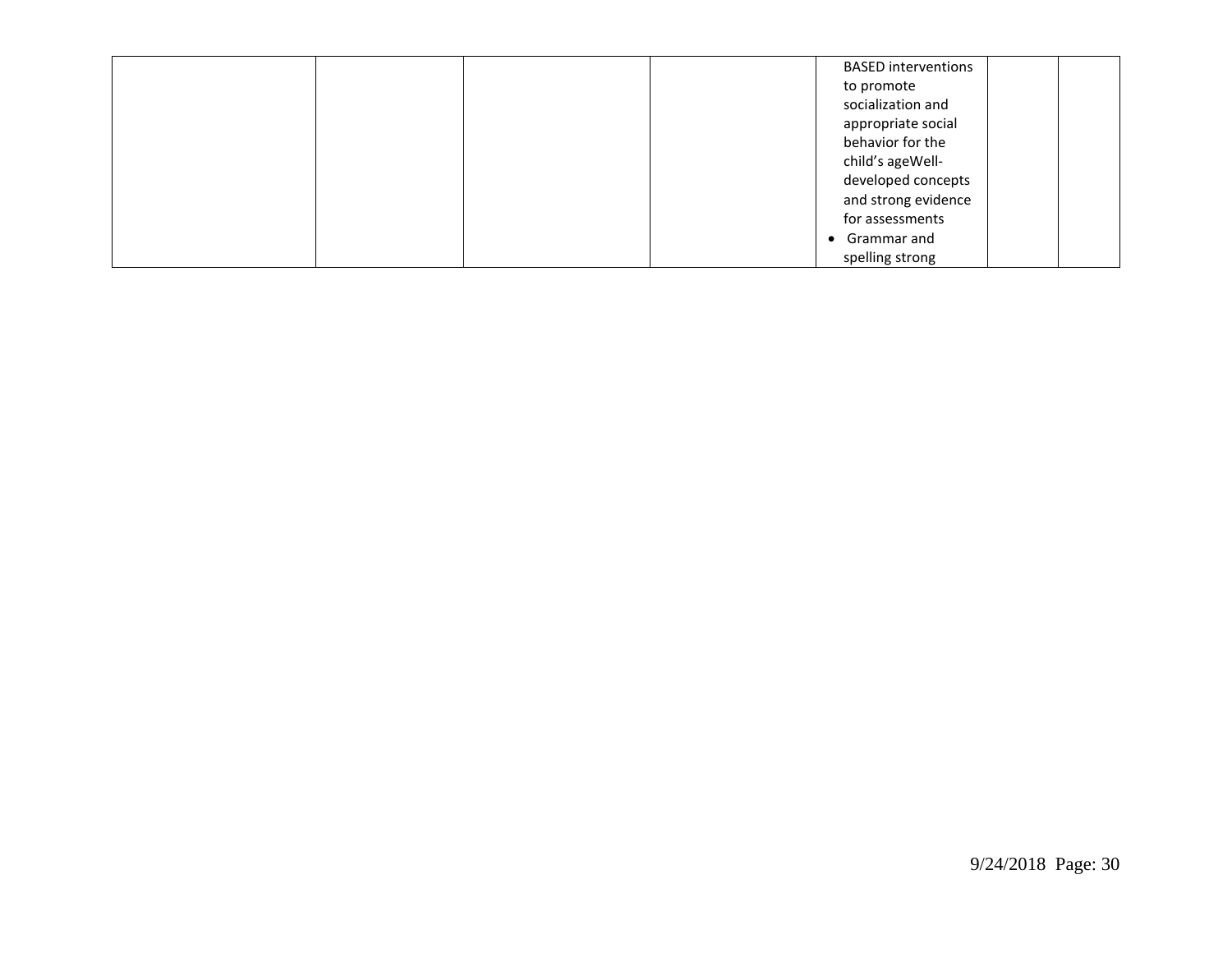|  |  |  |  |  |  |  |
|---|---|---|---|---|---|---|
|  |  |  |  | BASED interventions to promote socialization and appropriate social behavior for the child's ageWell-developed concepts and strong evidence for assessments<br>• Grammar and spelling strong |  |  |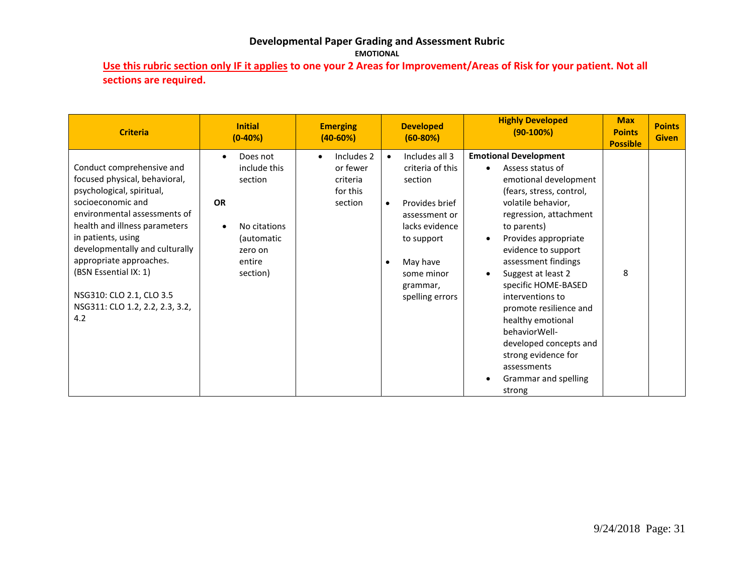# Developmental Paper Grading and Assessment Rubric

**EMOTIONAL**

**Use this rubric section only IF it applies to one your 2 Areas for Improvement/Areas of Risk for your patient. Not all sections are required.**

| Criteria | Initial (0-40%) | Emerging (40-60%) | Developed (60-80%) | Highly Developed (90-100%) | Max Points Possible | Points Given |
|---|---|---|---|---|---|---|
| Conduct comprehensive and focused physical, behavioral, psychological, spiritual, socioeconomic and environmental assessments of health and illness parameters in patients, using developmentally and culturally appropriate approaches. (BSN Essential IX: 1)<br><br>NSG310: CLO 2.1, CLO 3.5<br>NSG311: CLO 1.2, 2.2, 2.3, 3.2, 4.2 | • Does not include this section<br><br>**OR**<br><br>• No citations (automatic zero on entire section) | • Includes 2 or fewer criteria for this section | • Includes all 3 criteria of this section<br><br>• Provides brief assessment or lacks evidence to support<br><br>• May have some minor grammar, spelling errors | **Emotional Development**<br>• Assess status of emotional development (fears, stress, control, volatile behavior, regression, attachment to parents)<br>• Provides appropriate evidence to support assessment findings<br>• Suggest at least 2 specific HOME-BASED interventions to promote resilience and healthy emotional behaviorWell-developed concepts and strong evidence for assessments<br>• Grammar and spelling strong | 8 | |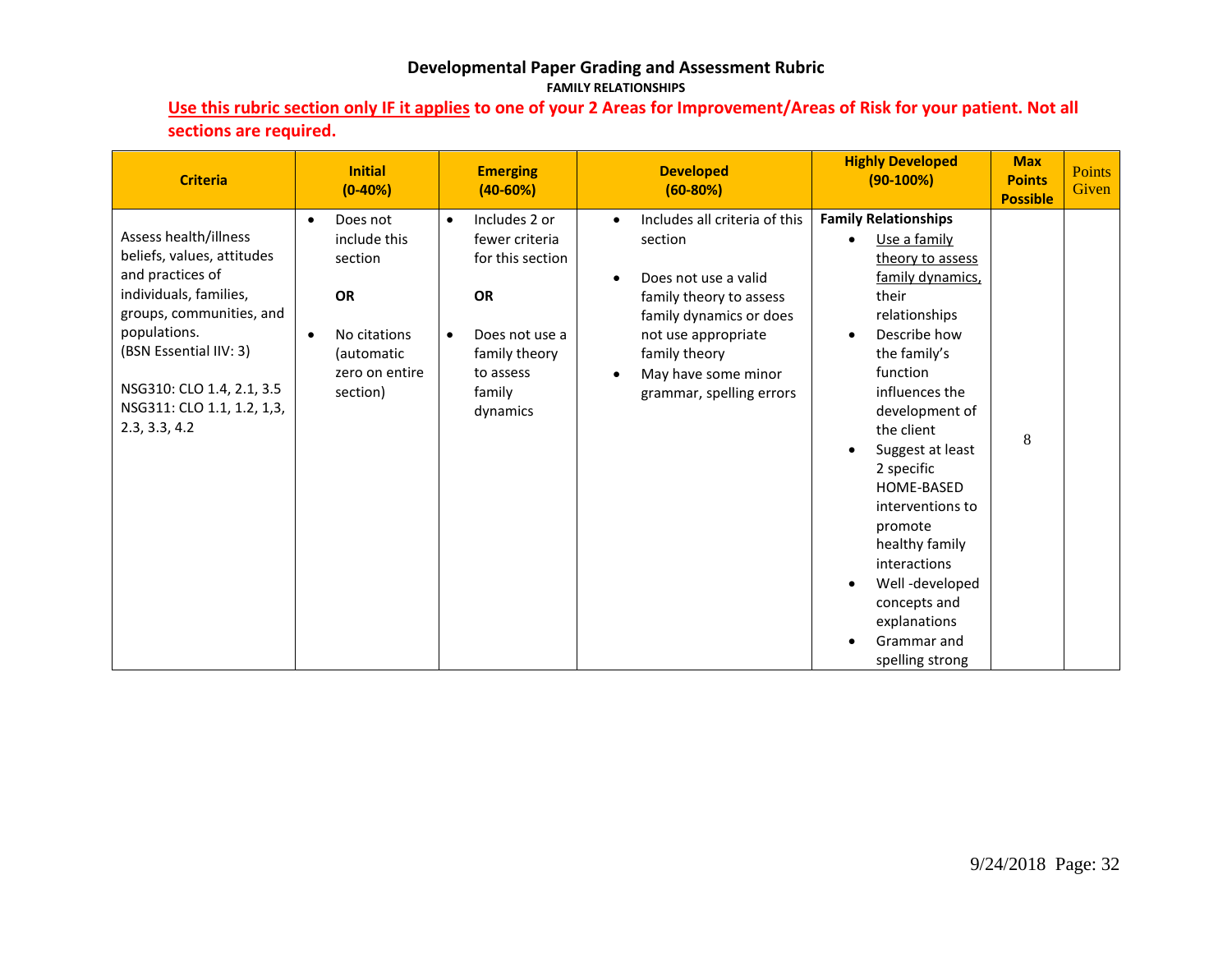# Developmental Paper Grading and Assessment Rubric

**FAMILY RELATIONSHIPS**

**Use this rubric section only IF it applies to one of your 2 Areas for Improvement/Areas of Risk for your patient. Not all sections are required.**

| Criteria | Initial (0-40%) | Emerging (40-60%) | Developed (60-80%) | Highly Developed (90-100%) | Max Points Possible | Points Given |
|---|---|---|---|---|---|---|
| Assess health/illness beliefs, values, attitudes and practices of individuals, families, groups, communities, and populations. (BSN Essential IIV: 3)<br><br>NSG310: CLO 1.4, 2.1, 3.5<br>NSG311: CLO 1.1, 1.2, 1,3, 2.3, 3.3, 4.2 | • Does not include this section<br><br>**OR**<br><br>• No citations (automatic zero on entire section) | • Includes 2 or fewer criteria for this section<br><br>**OR**<br><br>• Does not use a family theory to assess family dynamics | • Includes all criteria of this section<br><br>• Does not use a valid family theory to assess family dynamics or does not use appropriate family theory<br>• May have some minor grammar, spelling errors | **Family Relationships**<br>• Use a family theory to assess family dynamics, their relationships<br>• Describe how the family's function influences the development of the client<br>• Suggest at least 2 specific HOME-BASED interventions to promote healthy family interactions<br>• Well -developed concepts and explanations<br>• Grammar and spelling strong | 8 | |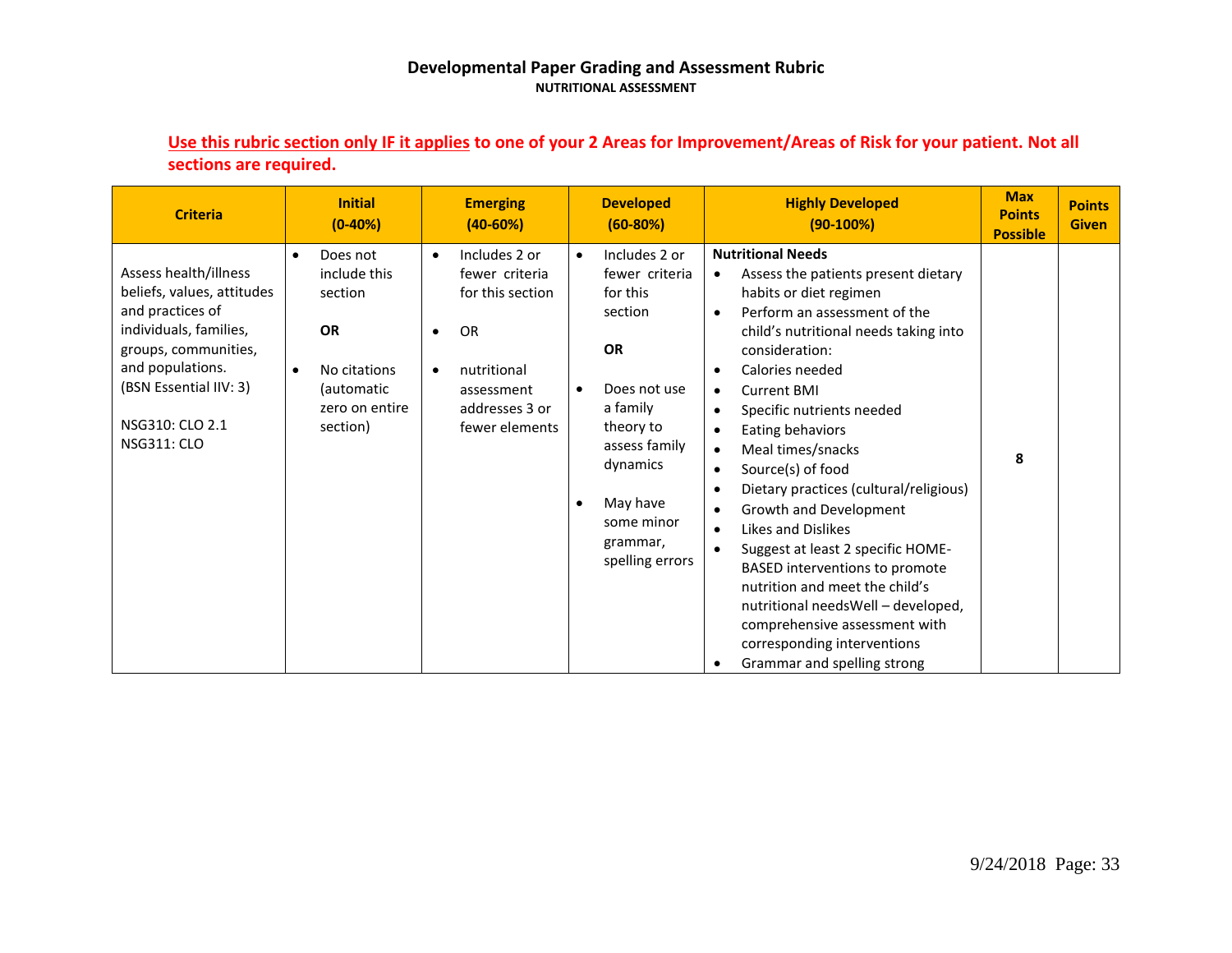**Developmental Paper Grading and Assessment Rubric**

**NUTRITIONAL ASSESSMENT**

**Use this rubric section only IF it applies to one of your 2 Areas for Improvement/Areas of Risk for your patient. Not all sections are required.**

| Criteria | Initial (0-40%) | Emerging (40-60%) | Developed (60-80%) | Highly Developed (90-100%) | Max Points Possible | Points Given |
|---|---|---|---|---|---|---|
| Assess health/illness beliefs, values, attitudes and practices of individuals, families, groups, communities, and populations. (BSN Essential IIV: 3)<br><br>NSG310: CLO 2.1<br>NSG311: CLO | • Does not include this section<br><br>**OR**<br><br>• No citations (automatic zero on entire section) | • Includes 2 or fewer criteria for this section<br><br>• OR<br><br>• nutritional assessment addresses 3 or fewer elements | • Includes 2 or fewer criteria for this section<br><br>**OR**<br><br>• Does not use a family theory to assess family dynamics<br><br>• May have some minor grammar, spelling errors | **Nutritional Needs**<br>• Assess the patients present dietary habits or diet regimen<br>• Perform an assessment of the child's nutritional needs taking into consideration:<br>• Calories needed<br>• Current BMI<br>• Specific nutrients needed<br>• Eating behaviors<br>• Meal times/snacks<br>• Source(s) of food<br>• Dietary practices (cultural/religious)<br>• Growth and Development<br>• Likes and Dislikes<br>• Suggest at least 2 specific HOME-BASED interventions to promote nutrition and meet the child's nutritional needsWell – developed, comprehensive assessment with corresponding interventions<br>• Grammar and spelling strong | 8 | |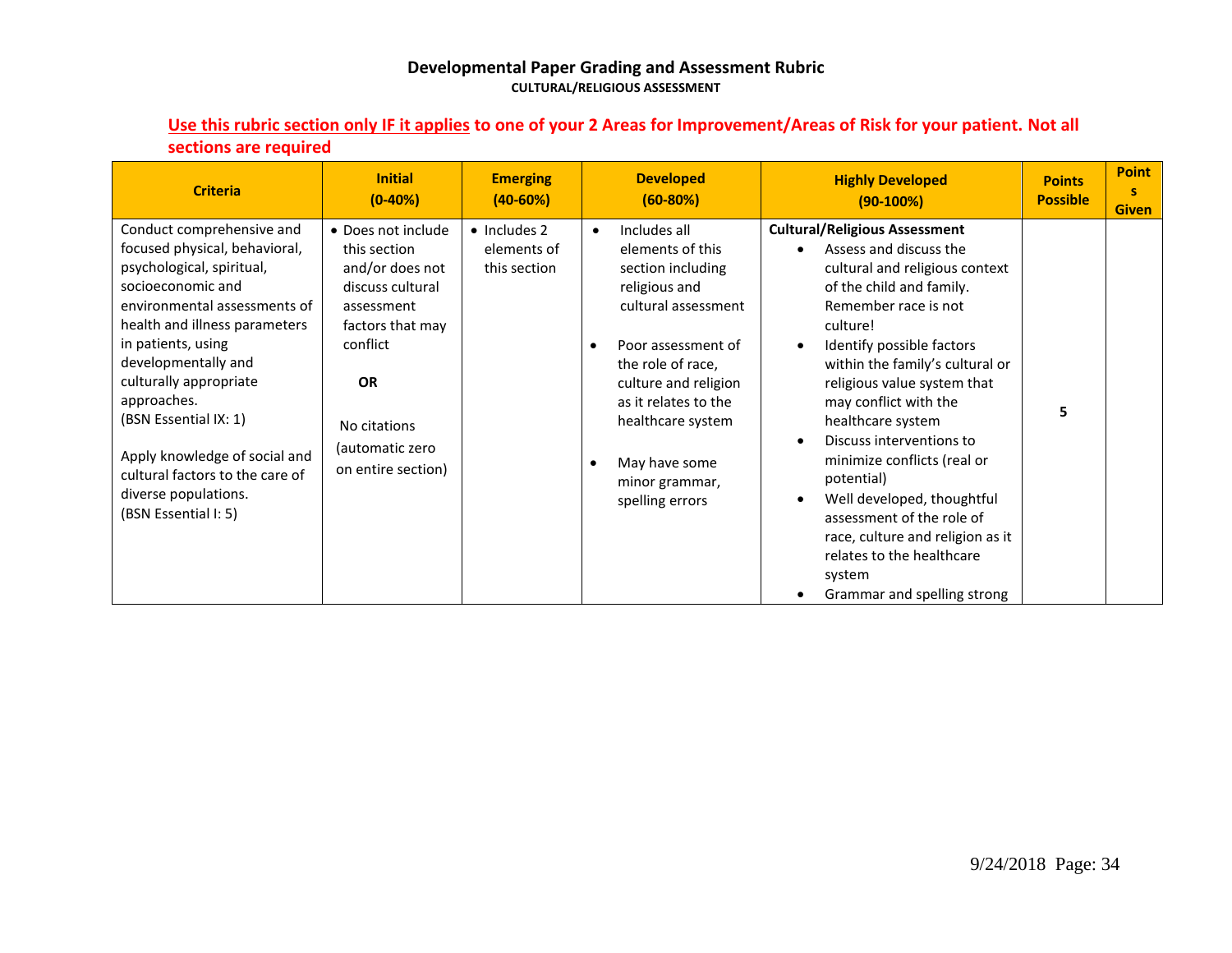## Developmental Paper Grading and Assessment Rubric

**CULTURAL/RELIGIOUS ASSESSMENT**

**<u>Use this rubric section only IF it applies</u> to one of your 2 Areas for Improvement/Areas of Risk for your patient. Not all sections are required**

| Criteria | Initial (0-40%) | Emerging (40-60%) | Developed (60-80%) | Highly Developed (90-100%) | Points Possible | Points Given |
|---|---|---|---|---|---|---|
| Conduct comprehensive and focused physical, behavioral, psychological, spiritual, socioeconomic and environmental assessments of health and illness parameters in patients, using developmentally and culturally appropriate approaches. (BSN Essential IX: 1)<br><br>Apply knowledge of social and cultural factors to the care of diverse populations. (BSN Essential I: 5) | • Does not include this section and/or does not discuss cultural assessment factors that may conflict<br><br>**OR**<br><br>No citations (automatic zero on entire section) | • Includes 2 elements of this section | • Includes all elements of this section including religious and cultural assessment<br>• Poor assessment of the role of race, culture and religion as it relates to the healthcare system<br>• May have some minor grammar, spelling errors | **Cultural/Religious Assessment**<br>• Assess and discuss the cultural and religious context of the child and family. Remember race is not culture!<br>• Identify possible factors within the family's cultural or religious value system that may conflict with the healthcare system<br>• Discuss interventions to minimize conflicts (real or potential)<br>• Well developed, thoughtful assessment of the role of race, culture and religion as it relates to the healthcare system<br>• Grammar and spelling strong | 5 | |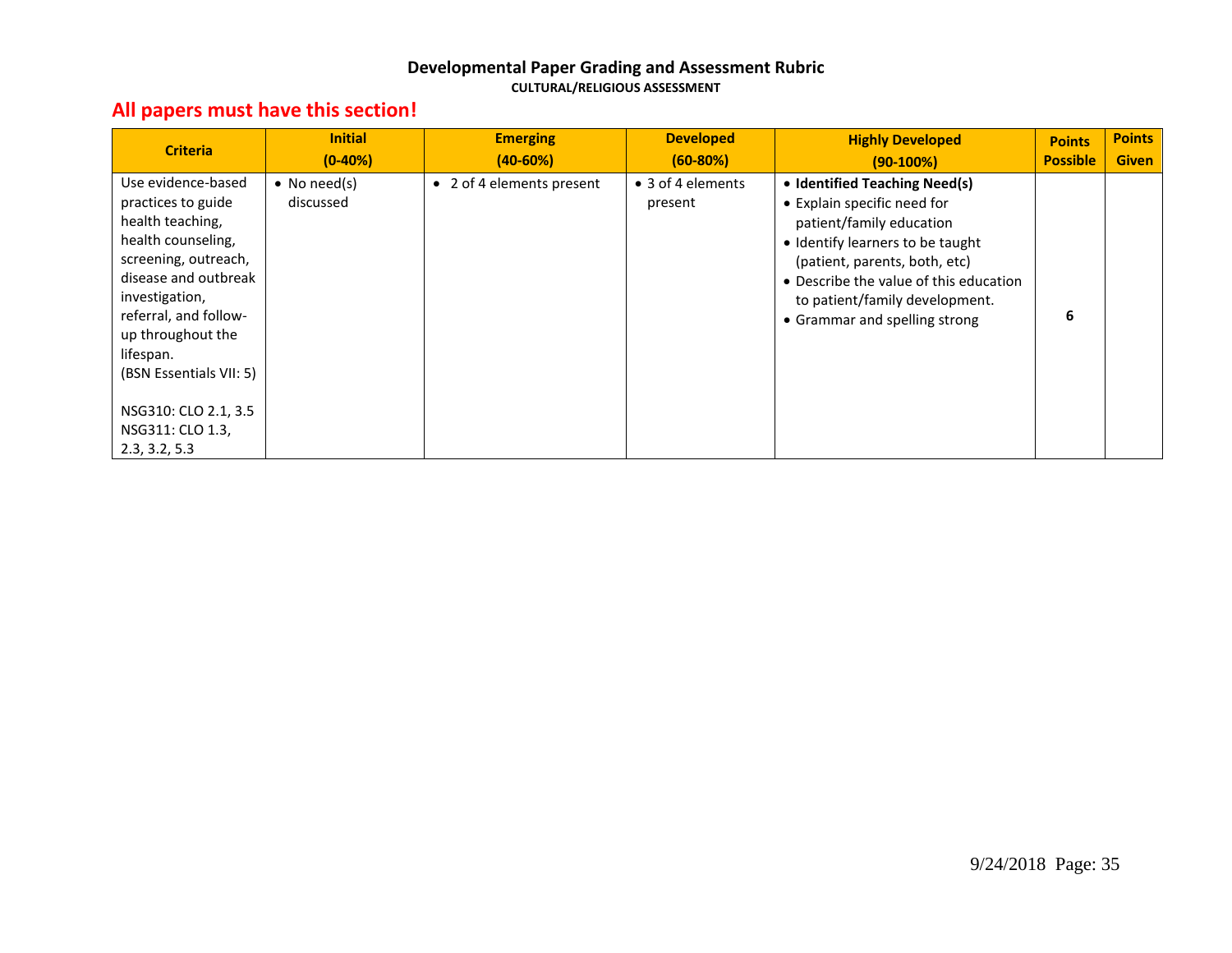# Developmental Paper Grading and Assessment Rubric

**CULTURAL/RELIGIOUS ASSESSMENT**

## All papers must have this section!

| Criteria | Initial (0-40%) | Emerging (40-60%) | Developed (60-80%) | Highly Developed (90-100%) | Points Possible | Points Given |
|---|---|---|---|---|---|---|
| Use evidence-based practices to guide health teaching, health counseling, screening, outreach, disease and outbreak investigation, referral, and follow-up throughout the lifespan. (BSN Essentials VII: 5)<br><br>NSG310: CLO 2.1, 3.5<br>NSG311: CLO 1.3, 2.3, 3.2, 5.3 | • No need(s) discussed | • 2 of 4 elements present | • 3 of 4 elements present | • **Identified Teaching Need(s)**<br>• Explain specific need for patient/family education<br>• Identify learners to be taught (patient, parents, both, etc)<br>• Describe the value of this education to patient/family development.<br>• Grammar and spelling strong | **6** | |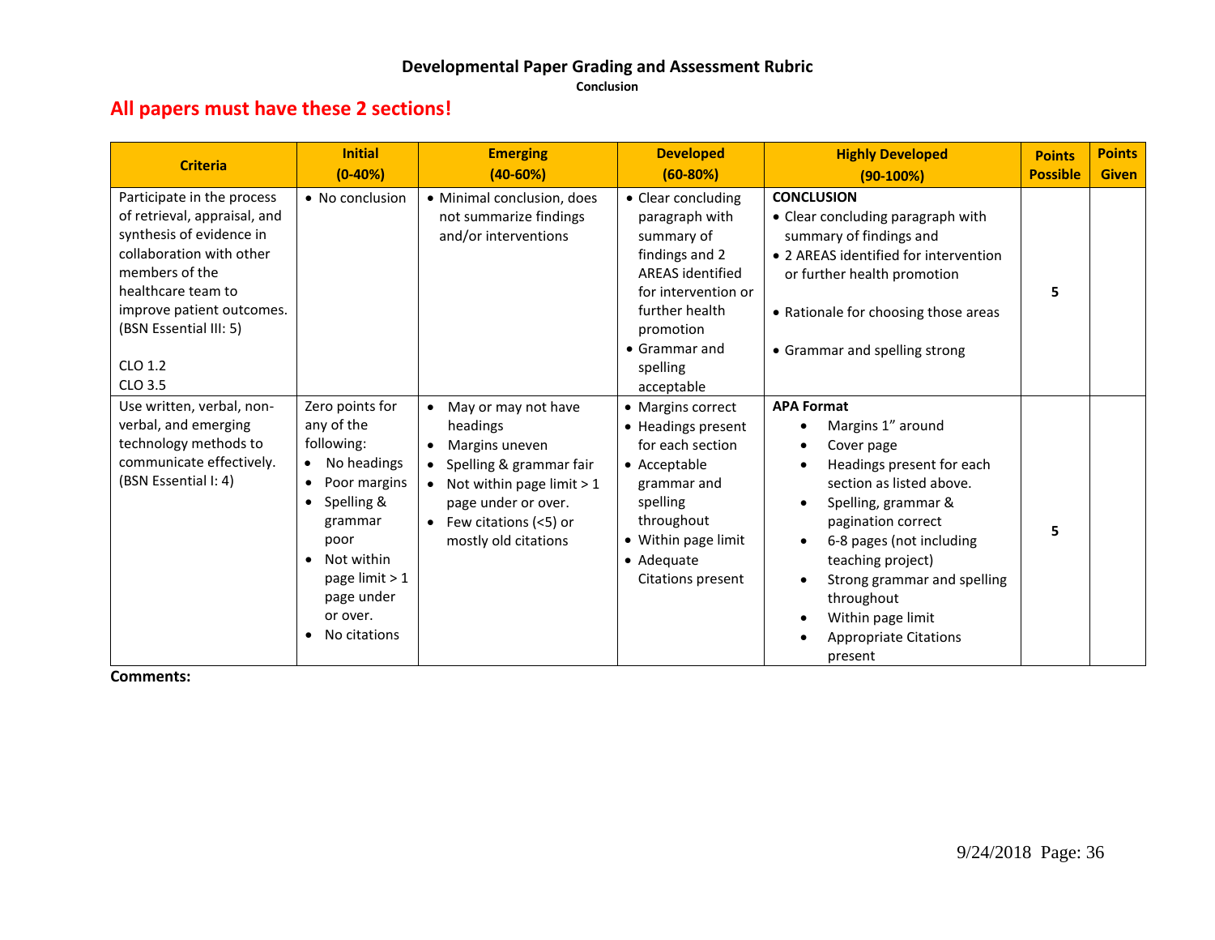## Developmental Paper Grading and Assessment Rubric

**Conclusion**

**All papers must have these 2 sections!**

| Criteria | Initial (0-40%) | Emerging (40-60%) | Developed (60-80%) | Highly Developed (90-100%) | Points Possible | Points Given |
|---|---|---|---|---|---|---|
| Participate in the process of retrieval, appraisal, and synthesis of evidence in collaboration with other members of the healthcare team to improve patient outcomes. (BSN Essential III: 5)<br><br>CLO 1.2<br>CLO 3.5 | • No conclusion | • Minimal conclusion, does not summarize findings and/or interventions | • Clear concluding paragraph with summary of findings and 2 AREAS identified for intervention or further health promotion<br>• Grammar and spelling acceptable | **CONCLUSION**<br>• Clear concluding paragraph with summary of findings and<br>• 2 AREAS identified for intervention or further health promotion<br><br>• Rationale for choosing those areas<br><br>• Grammar and spelling strong | 5 | |
| Use written, verbal, non-verbal, and emerging technology methods to communicate effectively. (BSN Essential I: 4) | Zero points for any of the following:<br>• No headings<br>• Poor margins<br>• Spelling & grammar poor<br>• Not within page limit > 1 page under or over.<br>• No citations | • May or may not have headings<br>• Margins uneven<br>• Spelling & grammar fair<br>• Not within page limit > 1 page under or over.<br>• Few citations (<5) or mostly old citations | • Margins correct<br>• Headings present for each section<br>• Acceptable grammar and spelling throughout<br>• Within page limit<br>• Adequate Citations present | **APA Format**<br>• Margins 1" around<br>• Cover page<br>• Headings present for each section as listed above.<br>• Spelling, grammar & pagination correct<br>• 6-8 pages (not including teaching project)<br>• Strong grammar and spelling throughout<br>• Within page limit<br>• Appropriate Citations present | 5 | |

**Comments:**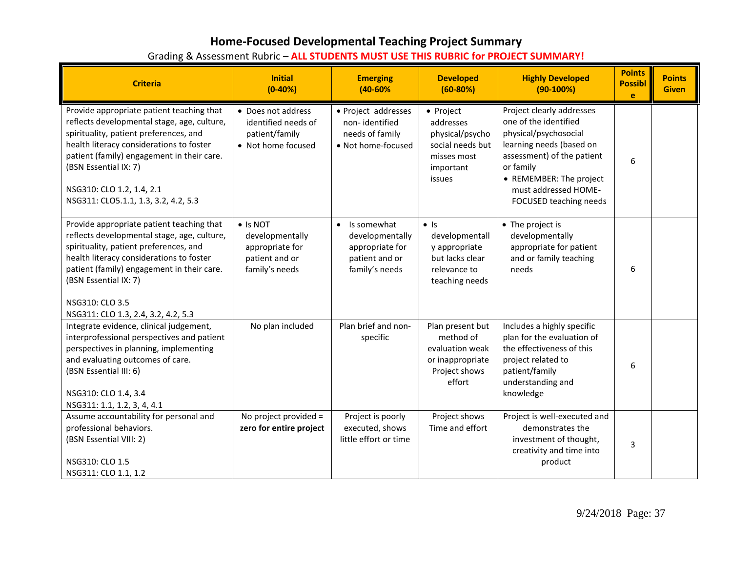# Home-Focused Developmental Teaching Project Summary

Grading & Assessment Rubric – **ALL STUDENTS MUST USE THIS RUBRIC for PROJECT SUMMARY!**

| Criteria | Initial (0-40%) | Emerging (40-60% | Developed (60-80%) | Highly Developed (90-100%) | Points Possible | Points Given |
|---|---|---|---|---|---|---|
| Provide appropriate patient teaching that reflects developmental stage, age, culture, spirituality, patient preferences, and health literacy considerations to foster patient (family) engagement in their care. (BSN Essential IX: 7)<br><br>NSG310: CLO 1.2, 1.4, 2.1<br>NSG311: CLO5.1.1, 1.3, 3.2, 4.2, 5.3 | • Does not address identified needs of patient/family<br>• Not home focused | • Project addresses non- identified needs of family<br>• Not home-focused | • Project addresses physical/psycho social needs but misses most important issues | Project clearly addresses one of the identified physical/psychosocial learning needs (based on assessment) of the patient or family<br>• REMEMBER: The project must addressed HOME-FOCUSED teaching needs | 6 | |
| Provide appropriate patient teaching that reflects developmental stage, age, culture, spirituality, patient preferences, and health literacy considerations to foster patient (family) engagement in their care. (BSN Essential IX: 7)<br><br>NSG310: CLO 3.5<br>NSG311: CLO 1.3, 2.4, 3.2, 4.2, 5.3 | • Is NOT developmentally appropriate for patient and or family's needs | • Is somewhat developmentally appropriate for patient and or family's needs | • Is developmentally appropriate but lacks clear relevance to teaching needs | • The project is developmentally appropriate for patient and or family teaching needs | 6 | |
| Integrate evidence, clinical judgement, interprofessional perspectives and patient perspectives in planning, implementing and evaluating outcomes of care. (BSN Essential III: 6)<br><br>NSG310: CLO 1.4, 3.4<br>NSG311: 1.1, 1.2, 3, 4, 4.1 | No plan included | Plan brief and non-specific | Plan present but method of evaluation weak or inappropriate Project shows effort | Includes a highly specific plan for the evaluation of the effectiveness of this project related to patient/family understanding and knowledge | 6 | |
| Assume accountability for personal and professional behaviors. (BSN Essential VIII: 2)<br><br>NSG310: CLO 1.5<br>NSG311: CLO 1.1, 1.2 | No project provided = **zero for entire project** | Project is poorly executed, shows little effort or time | Project shows Time and effort | Project is well-executed and demonstrates the investment of thought, creativity and time into product | 3 | |

9/24/2018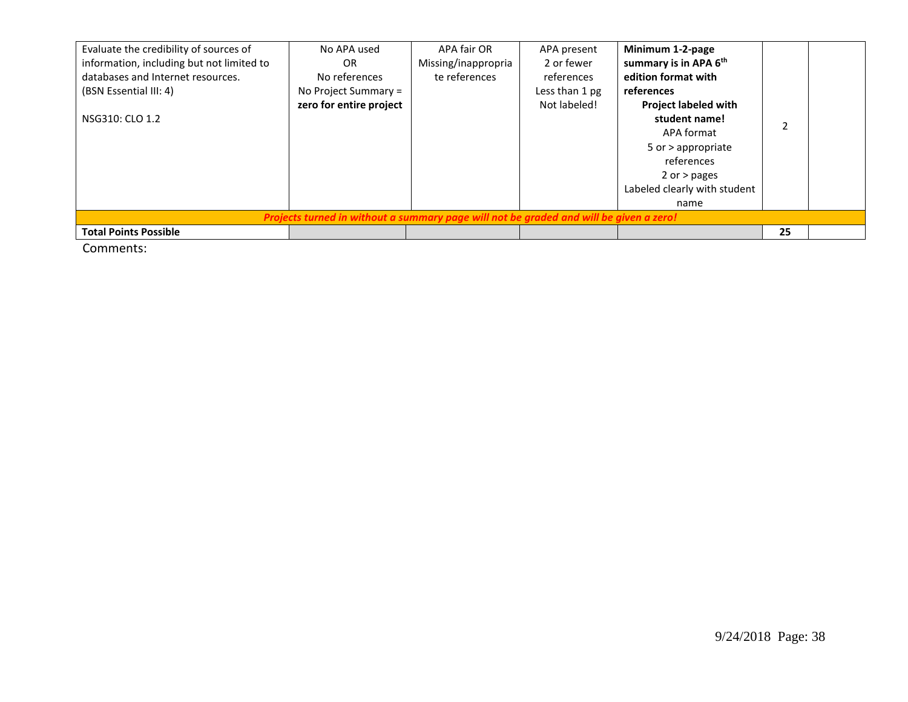| | | | | | | |
|---|---|---|---|---|---|---|
| Evaluate the credibility of sources of information, including but not limited to databases and Internet resources. (BSN Essential III: 4)<br><br>NSG310: CLO 1.2 | No APA used<br>OR<br>No references<br>No Project Summary = **zero for entire project** | APA fair OR Missing/inappropriate references | APA present<br>2 or fewer references<br>Less than 1 pg<br>Not labeled! | **Minimum 1-2-page summary is in APA 6th edition format with references**<br>**Project labeled with student name!**<br>APA format<br>5 or > appropriate references<br>2 or > pages<br>Labeled clearly with student name | 2 | |
| ***Projects turned in without a summary page will not be graded and will be given a zero!*** | | | | | | |
| **Total Points Possible** | | | | | **25** | |

Comments: